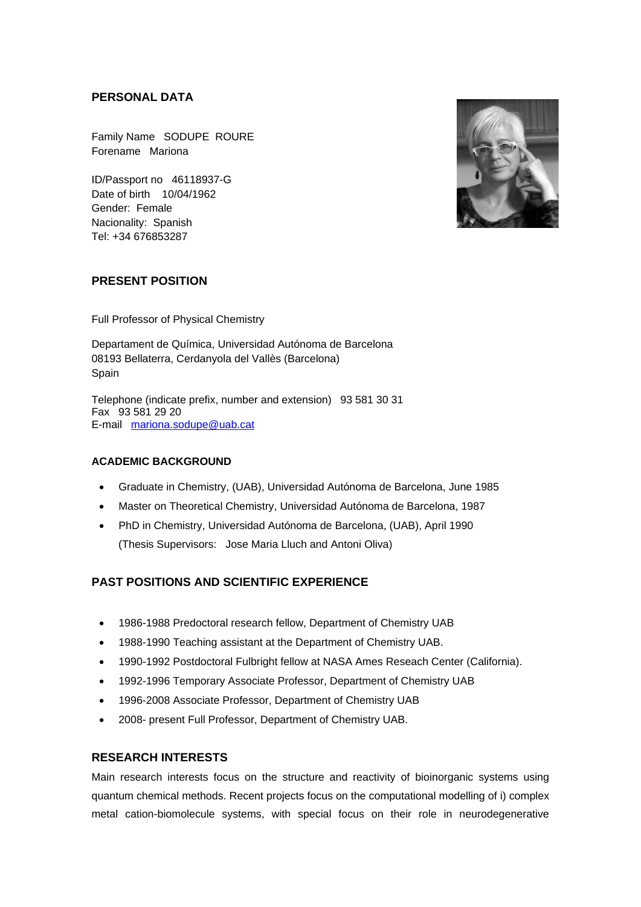## PERSONAL DATA

Family Name SODUPE ROURE
Forename Mariona

ID/Passport no 46118937-G
Date of birth 10/04/1962
Gender: Female
Nacionality: Spanish
Tel: +34 676853287

## PRESENT POSITION

Full Professor of Physical Chemistry

Departament de Química, Universidad Autónoma de Barcelona
08193 Bellaterra, Cerdanyola del Vallès (Barcelona)
Spain

Telephone (indicate prefix, number and extension) 93 581 30 31
Fax 93 581 29 20
E-mail mariona.sodupe@uab.cat

### ACADEMIC BACKGROUND

- Graduate in Chemistry, (UAB), Universidad Autónoma de Barcelona, June 1985
- Master on Theoretical Chemistry, Universidad Autónoma de Barcelona, 1987
- PhD in Chemistry, Universidad Autónoma de Barcelona, (UAB), April 1990
  (Thesis Supervisors: Jose Maria Lluch and Antoni Oliva)

## PAST POSITIONS AND SCIENTIFIC EXPERIENCE

- 1986-1988 Predoctoral research fellow, Department of Chemistry UAB
- 1988-1990 Teaching assistant at the Department of Chemistry UAB.
- 1990-1992 Postdoctoral Fulbright fellow at NASA Ames Reseach Center (California).
- 1992-1996 Temporary Associate Professor, Department of Chemistry UAB
- 1996-2008 Associate Professor, Department of Chemistry UAB
- 2008- present Full Professor, Department of Chemistry UAB.

### RESEARCH INTERESTS

Main research interests focus on the structure and reactivity of bioinorganic systems using quantum chemical methods. Recent projects focus on the computational modelling of i) complex metal cation-biomolecule systems, with special focus on their role in neurodegenerative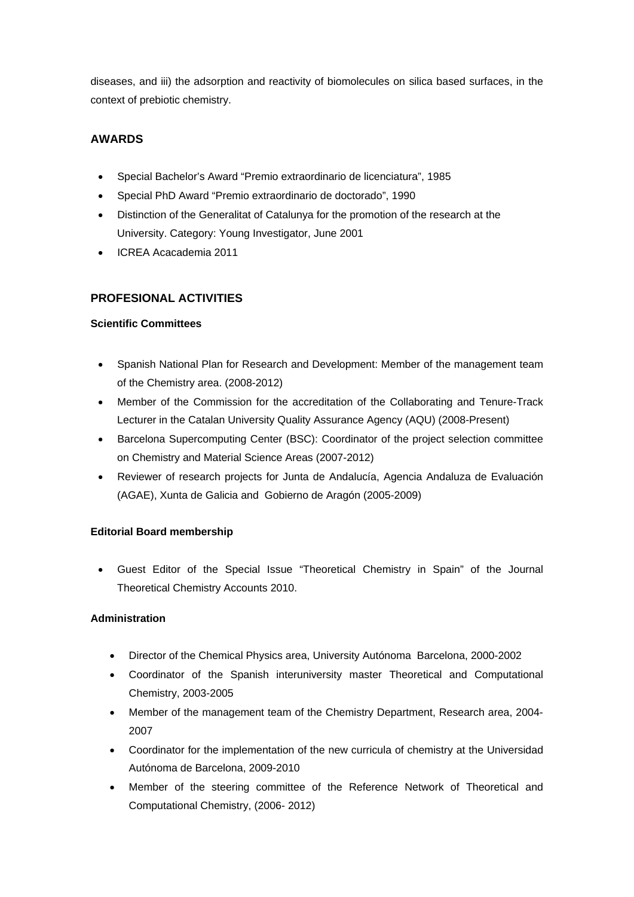diseases, and iii) the adsorption and reactivity of biomolecules on silica based surfaces, in the context of prebiotic chemistry.

## AWARDS

- Special Bachelor's Award "Premio extraordinario de licenciatura", 1985
- Special PhD Award "Premio extraordinario de doctorado", 1990
- Distinction of the Generalitat of Catalunya for the promotion of the research at the University. Category: Young Investigator, June 2001
- ICREA Acacademia 2011

## PROFESIONAL ACTIVITIES

### Scientific Committees

- Spanish National Plan for Research and Development: Member of the management team of the Chemistry area. (2008-2012)
- Member of the Commission for the accreditation of the Collaborating and Tenure-Track Lecturer in the Catalan University Quality Assurance Agency (AQU) (2008-Present)
- Barcelona Supercomputing Center (BSC): Coordinator of the project selection committee on Chemistry and Material Science Areas (2007-2012)
- Reviewer of research projects for Junta de Andalucía, Agencia Andaluza de Evaluación (AGAE), Xunta de Galicia and Gobierno de Aragón (2005-2009)

### Editorial Board membership

- Guest Editor of the Special Issue "Theoretical Chemistry in Spain" of the Journal Theoretical Chemistry Accounts 2010.

### Administration

- Director of the Chemical Physics area, University Autónoma Barcelona, 2000-2002
- Coordinator of the Spanish interuniversity master Theoretical and Computational Chemistry, 2003-2005
- Member of the management team of the Chemistry Department, Research area, 2004-2007
- Coordinator for the implementation of the new curricula of chemistry at the Universidad Autónoma de Barcelona, 2009-2010
- Member of the steering committee of the Reference Network of Theoretical and Computational Chemistry, (2006- 2012)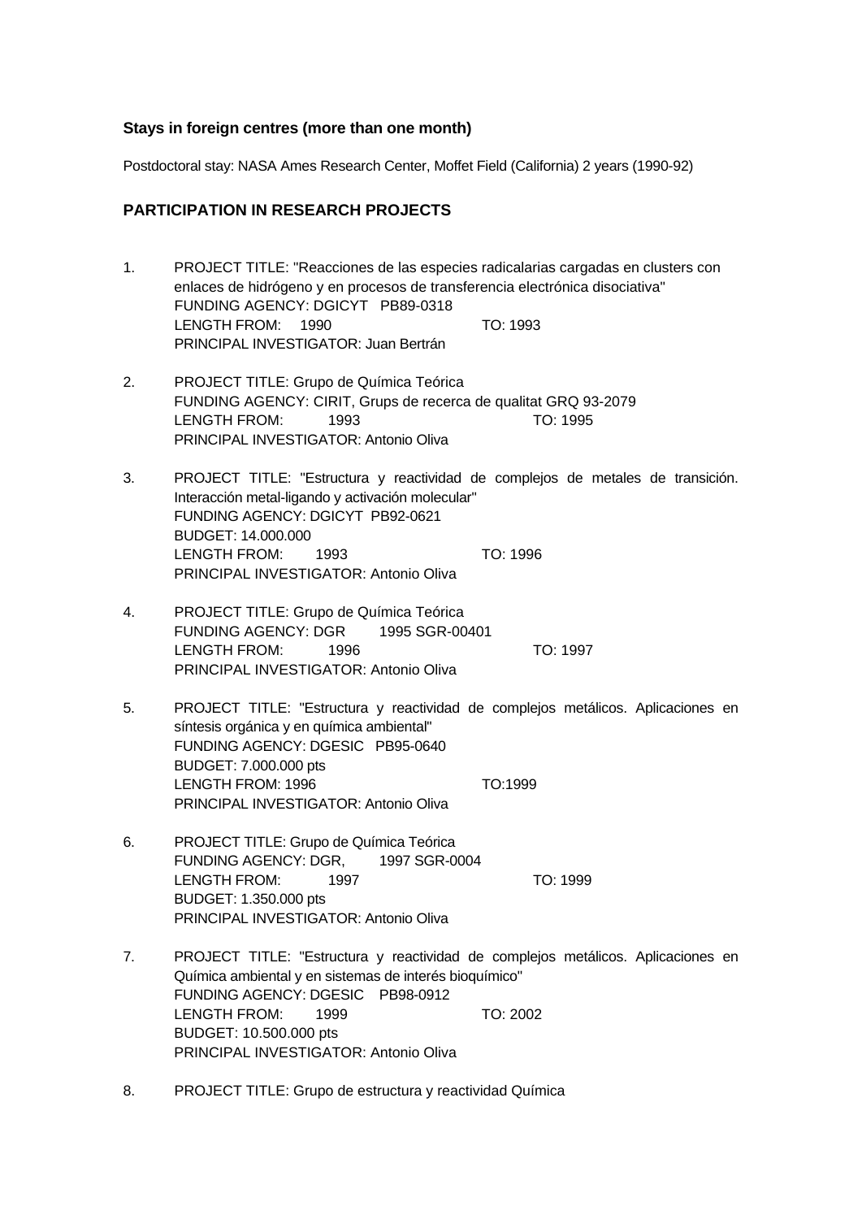**Stays in foreign centres (more than one month)**

Postdoctoral stay: NASA Ames Research Center, Moffet Field (California) 2 years (1990-92)

## PARTICIPATION IN RESEARCH PROJECTS

1. PROJECT TITLE: "Reacciones de las especies radicalarias cargadas en clusters con enlaces de hidrógeno y en procesos de transferencia electrónica disociativa"
   FUNDING AGENCY: DGICYT PB89-0318
   LENGTH FROM: 1990 TO: 1993
   PRINCIPAL INVESTIGATOR: Juan Bertrán

2. PROJECT TITLE: Grupo de Química Teórica
   FUNDING AGENCY: CIRIT, Grups de recerca de qualitat GRQ 93-2079
   LENGTH FROM: 1993 TO: 1995
   PRINCIPAL INVESTIGATOR: Antonio Oliva

3. PROJECT TITLE: "Estructura y reactividad de complejos de metales de transición. Interacción metal-ligando y activación molecular"
   FUNDING AGENCY: DGICYT PB92-0621
   BUDGET: 14.000.000
   LENGTH FROM: 1993 TO: 1996
   PRINCIPAL INVESTIGATOR: Antonio Oliva

4. PROJECT TITLE: Grupo de Química Teórica
   FUNDING AGENCY: DGR 1995 SGR-00401
   LENGTH FROM: 1996 TO: 1997
   PRINCIPAL INVESTIGATOR: Antonio Oliva

5. PROJECT TITLE: "Estructura y reactividad de complejos metálicos. Aplicaciones en síntesis orgánica y en química ambiental"
   FUNDING AGENCY: DGESIC PB95-0640
   BUDGET: 7.000.000 pts
   LENGTH FROM: 1996 TO:1999
   PRINCIPAL INVESTIGATOR: Antonio Oliva

6. PROJECT TITLE: Grupo de Química Teórica
   FUNDING AGENCY: DGR, 1997 SGR-0004
   LENGTH FROM: 1997 TO: 1999
   BUDGET: 1.350.000 pts
   PRINCIPAL INVESTIGATOR: Antonio Oliva

7. PROJECT TITLE: "Estructura y reactividad de complejos metálicos. Aplicaciones en Química ambiental y en sistemas de interés bioquímico"
   FUNDING AGENCY: DGESIC PB98-0912
   LENGTH FROM: 1999 TO: 2002
   BUDGET: 10.500.000 pts
   PRINCIPAL INVESTIGATOR: Antonio Oliva

8. PROJECT TITLE: Grupo de estructura y reactividad Química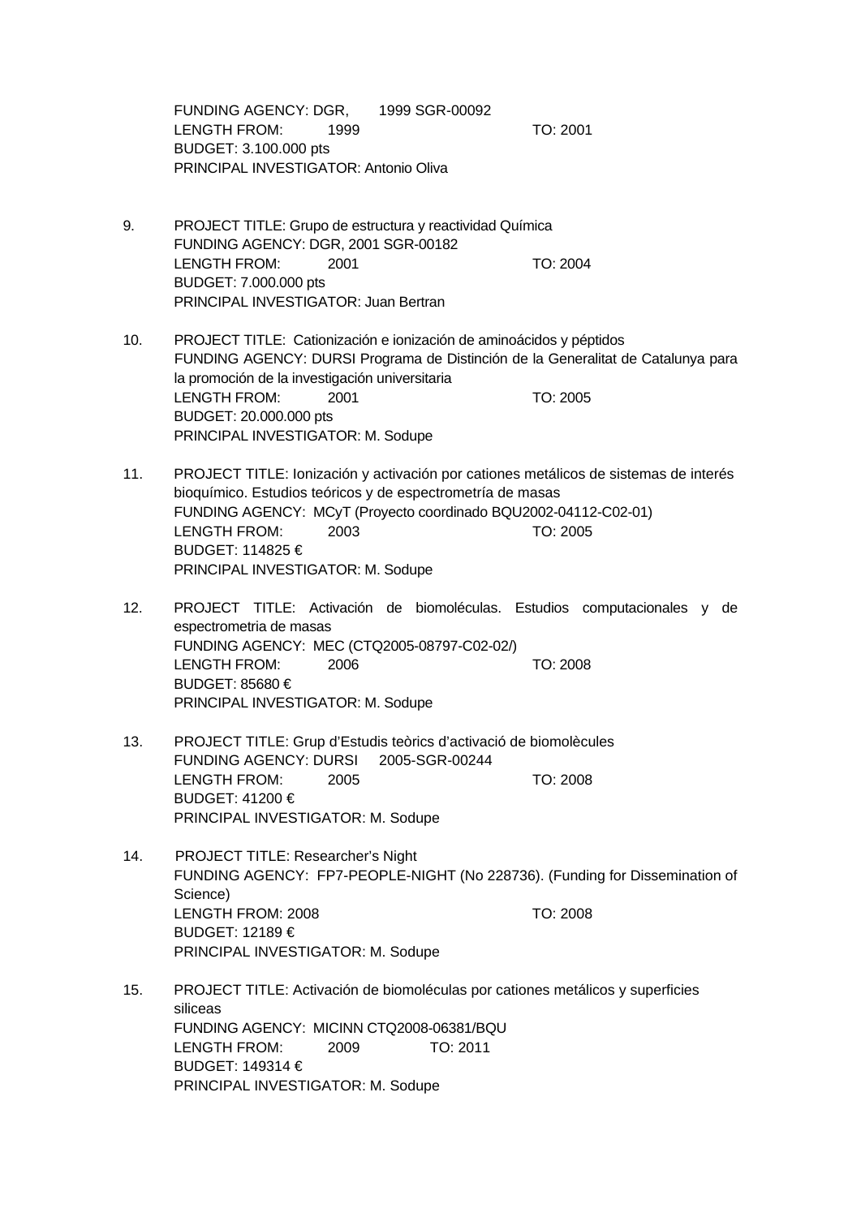FUNDING AGENCY: DGR, 1999 SGR-00092
LENGTH FROM: 1999 TO: 2001
BUDGET: 3.100.000 pts
PRINCIPAL INVESTIGATOR: Antonio Oliva

9. PROJECT TITLE: Grupo de estructura y reactividad Química
   FUNDING AGENCY: DGR, 2001 SGR-00182
   LENGTH FROM: 2001 TO: 2004
   BUDGET: 7.000.000 pts
   PRINCIPAL INVESTIGATOR: Juan Bertran

10. PROJECT TITLE: Cationización e ionización de aminoácidos y péptidos
    FUNDING AGENCY: DURSI Programa de Distinción de la Generalitat de Catalunya para la promoción de la investigación universitaria
    LENGTH FROM: 2001 TO: 2005
    BUDGET: 20.000.000 pts
    PRINCIPAL INVESTIGATOR: M. Sodupe

11. PROJECT TITLE: Ionización y activación por cationes metálicos de sistemas de interés bioquímico. Estudios teóricos y de espectrometría de masas
    FUNDING AGENCY: MCyT (Proyecto coordinado BQU2002-04112-C02-01)
    LENGTH FROM: 2003 TO: 2005
    BUDGET: 114825 €
    PRINCIPAL INVESTIGATOR: M. Sodupe

12. PROJECT TITLE: Activación de biomoléculas. Estudios computacionales y de espectrometria de masas
    FUNDING AGENCY: MEC (CTQ2005-08797-C02-02/)
    LENGTH FROM: 2006 TO: 2008
    BUDGET: 85680 €
    PRINCIPAL INVESTIGATOR: M. Sodupe

13. PROJECT TITLE: Grup d'Estudis teòrics d'activació de biomolècules
    FUNDING AGENCY: DURSI 2005-SGR-00244
    LENGTH FROM: 2005 TO: 2008
    BUDGET: 41200 €
    PRINCIPAL INVESTIGATOR: M. Sodupe

14. PROJECT TITLE: Researcher's Night
    FUNDING AGENCY: FP7-PEOPLE-NIGHT (No 228736). (Funding for Dissemination of Science)
    LENGTH FROM: 2008 TO: 2008
    BUDGET: 12189 €
    PRINCIPAL INVESTIGATOR: M. Sodupe

15. PROJECT TITLE: Activación de biomoléculas por cationes metálicos y superficies siliceas
    FUNDING AGENCY: MICINN CTQ2008-06381/BQU
    LENGTH FROM: 2009 TO: 2011
    BUDGET: 149314 €
    PRINCIPAL INVESTIGATOR: M. Sodupe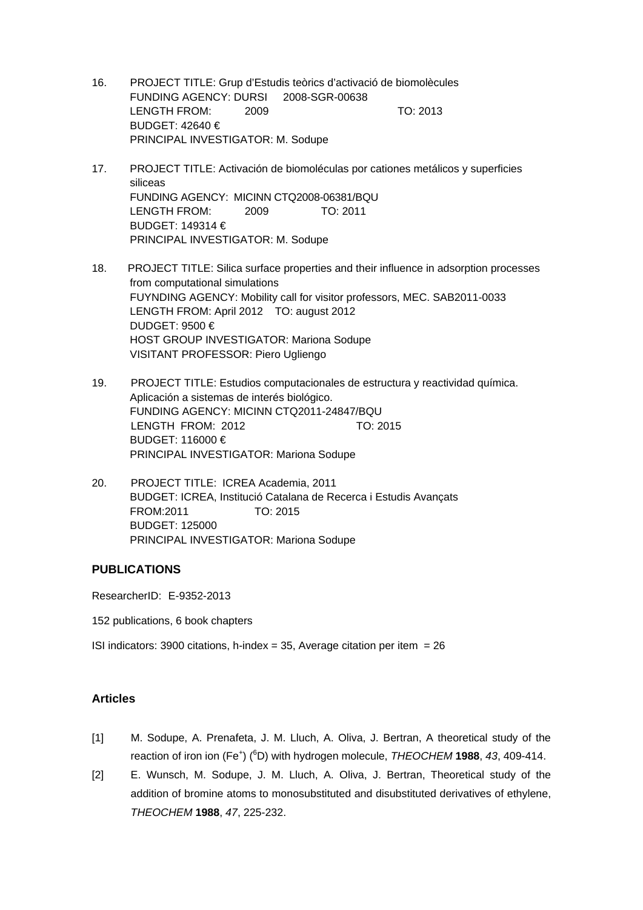16. PROJECT TITLE: Grup d'Estudis teòrics d'activació de biomolècules
    FUNDING AGENCY: DURSI 2008-SGR-00638
    LENGTH FROM: 2009 TO: 2013
    BUDGET: 42640 €
    PRINCIPAL INVESTIGATOR: M. Sodupe

17. PROJECT TITLE: Activación de biomoléculas por cationes metálicos y superficies siliceas
    FUNDING AGENCY: MICINN CTQ2008-06381/BQU
    LENGTH FROM: 2009 TO: 2011
    BUDGET: 149314 €
    PRINCIPAL INVESTIGATOR: M. Sodupe

18. PROJECT TITLE: Silica surface properties and their influence in adsorption processes from computational simulations
    FUYNDING AGENCY: Mobility call for visitor professors, MEC. SAB2011-0033
    LENGTH FROM: April 2012 TO: august 2012
    DUDGET: 9500 €
    HOST GROUP INVESTIGATOR: Mariona Sodupe
    VISITANT PROFESSOR: Piero Ugliengo

19. PROJECT TITLE: Estudios computacionales de estructura y reactividad química. Aplicación a sistemas de interés biológico.
    FUNDING AGENCY: MICINN CTQ2011-24847/BQU
    LENGTH FROM: 2012 TO: 2015
    BUDGET: 116000 €
    PRINCIPAL INVESTIGATOR: Mariona Sodupe

20. PROJECT TITLE: ICREA Academia, 2011
    BUDGET: ICREA, Institució Catalana de Recerca i Estudis Avançats
    FROM:2011 TO: 2015
    BUDGET: 125000
    PRINCIPAL INVESTIGATOR: Mariona Sodupe

## PUBLICATIONS

ResearcherID: E-9352-2013

152 publications, 6 book chapters

ISI indicators: 3900 citations, h-index = 35, Average citation per item = 26

### Articles

[1] M. Sodupe, A. Prenafeta, J. M. Lluch, A. Oliva, J. Bertran, A theoretical study of the reaction of iron ion ($Fe^+$) ($^6D$) with hydrogen molecule, *THEOCHEM* **1988**, *43*, 409-414.

[2] E. Wunsch, M. Sodupe, J. M. Lluch, A. Oliva, J. Bertran, Theoretical study of the addition of bromine atoms to monosubstituted and disubstituted derivatives of ethylene, *THEOCHEM* **1988**, *47*, 225-232.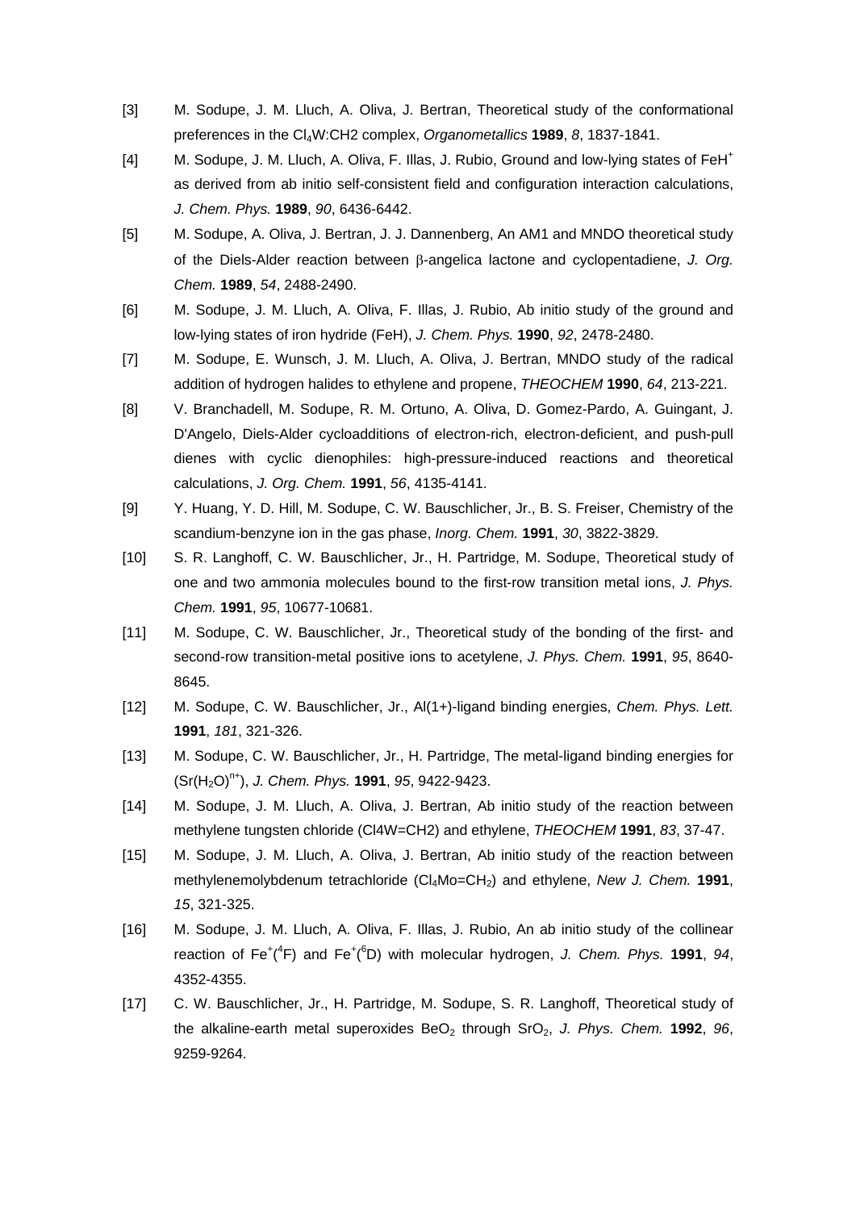[3] M. Sodupe, J. M. Lluch, A. Oliva, J. Bertran, Theoretical study of the conformational preferences in the $Cl_4W$:CH2 complex, *Organometallics* **1989**, *8*, 1837-1841.

[4] M. Sodupe, J. M. Lluch, A. Oliva, F. Illas, J. Rubio, Ground and low-lying states of $FeH^+$ as derived from ab initio self-consistent field and configuration interaction calculations, *J. Chem. Phys.* **1989**, *90*, 6436-6442.

[5] M. Sodupe, A. Oliva, J. Bertran, J. J. Dannenberg, An AM1 and MNDO theoretical study of the Diels-Alder reaction between β-angelica lactone and cyclopentadiene, *J. Org. Chem.* **1989**, *54*, 2488-2490.

[6] M. Sodupe, J. M. Lluch, A. Oliva, F. Illas, J. Rubio, Ab initio study of the ground and low-lying states of iron hydride (FeH), *J. Chem. Phys.* **1990**, *92*, 2478-2480.

[7] M. Sodupe, E. Wunsch, J. M. Lluch, A. Oliva, J. Bertran, MNDO study of the radical addition of hydrogen halides to ethylene and propene, *THEOCHEM* **1990**, *64*, 213-221.

[8] V. Branchadell, M. Sodupe, R. M. Ortuno, A. Oliva, D. Gomez-Pardo, A. Guingant, J. D'Angelo, Diels-Alder cycloadditions of electron-rich, electron-deficient, and push-pull dienes with cyclic dienophiles: high-pressure-induced reactions and theoretical calculations, *J. Org. Chem.* **1991**, *56*, 4135-4141.

[9] Y. Huang, Y. D. Hill, M. Sodupe, C. W. Bauschlicher, Jr., B. S. Freiser, Chemistry of the scandium-benzyne ion in the gas phase, *Inorg. Chem.* **1991**, *30*, 3822-3829.

[10] S. R. Langhoff, C. W. Bauschlicher, Jr., H. Partridge, M. Sodupe, Theoretical study of one and two ammonia molecules bound to the first-row transition metal ions, *J. Phys. Chem.* **1991**, *95*, 10677-10681.

[11] M. Sodupe, C. W. Bauschlicher, Jr., Theoretical study of the bonding of the first- and second-row transition-metal positive ions to acetylene, *J. Phys. Chem.* **1991**, *95*, 8640-8645.

[12] M. Sodupe, C. W. Bauschlicher, Jr., Al(1+)-ligand binding energies, *Chem. Phys. Lett.* **1991**, *181*, 321-326.

[13] M. Sodupe, C. W. Bauschlicher, Jr., H. Partridge, The metal-ligand binding energies for $(Sr(H_2O)^{n+})$, *J. Chem. Phys.* **1991**, *95*, 9422-9423.

[14] M. Sodupe, J. M. Lluch, A. Oliva, J. Bertran, Ab initio study of the reaction between methylene tungsten chloride (Cl4W=CH2) and ethylene, *THEOCHEM* **1991**, *83*, 37-47.

[15] M. Sodupe, J. M. Lluch, A. Oliva, J. Bertran, Ab initio study of the reaction between methylenemolybdenum tetrachloride ($Cl_4Mo=CH_2$) and ethylene, *New J. Chem.* **1991**, *15*, 321-325.

[16] M. Sodupe, J. M. Lluch, A. Oliva, F. Illas, J. Rubio, An ab initio study of the collinear reaction of $Fe^+(^4F)$ and $Fe^+(^6D)$ with molecular hydrogen, *J. Chem. Phys.* **1991**, *94*, 4352-4355.

[17] C. W. Bauschlicher, Jr., H. Partridge, M. Sodupe, S. R. Langhoff, Theoretical study of the alkaline-earth metal superoxides $BeO_2$ through $SrO_2$, *J. Phys. Chem.* **1992**, *96*, 9259-9264.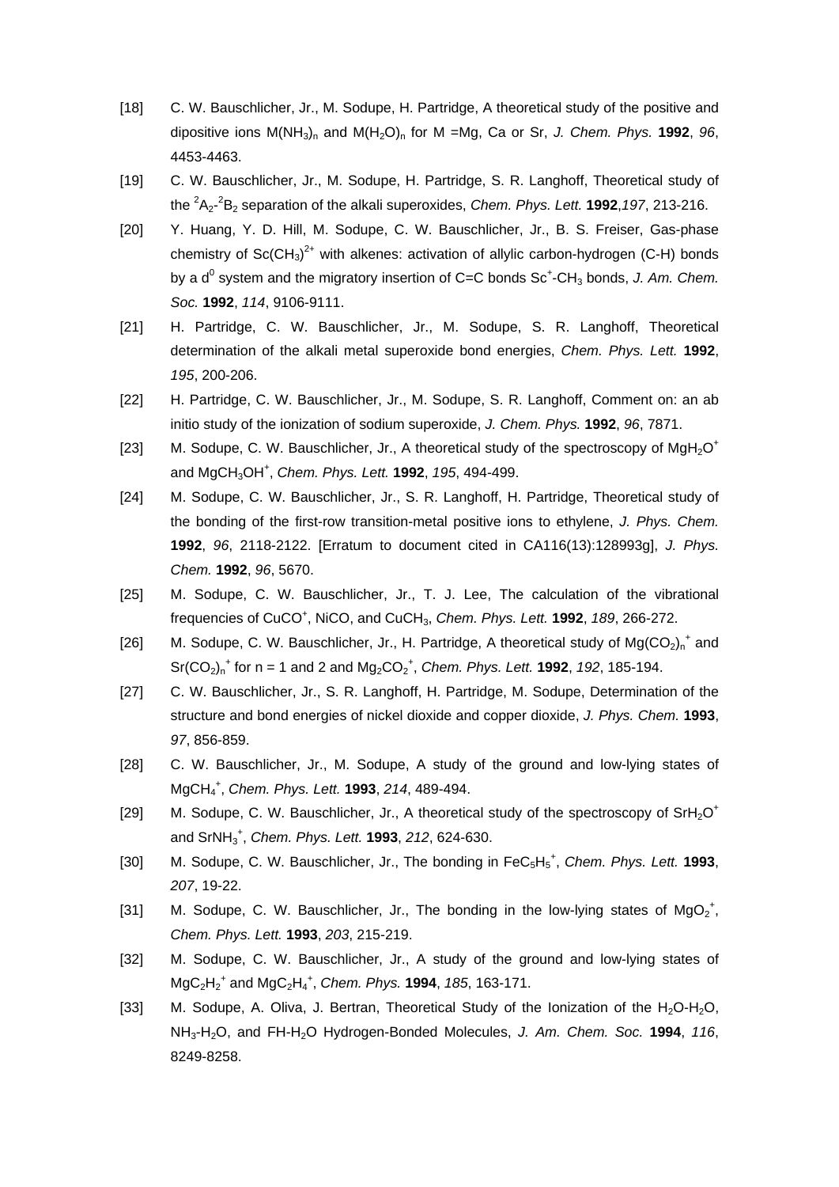[18] C. W. Bauschlicher, Jr., M. Sodupe, H. Partridge, A theoretical study of the positive and dipositive ions $M(NH_3)_n$ and $M(H_2O)_n$ for M =Mg, Ca or Sr, *J. Chem. Phys.* **1992**, *96*, 4453-4463.

[19] C. W. Bauschlicher, Jr., M. Sodupe, H. Partridge, S. R. Langhoff, Theoretical study of the $^2A_2$-$^2B_2$ separation of the alkali superoxides, *Chem. Phys. Lett.* **1992**,*197*, 213-216.

[20] Y. Huang, Y. D. Hill, M. Sodupe, C. W. Bauschlicher, Jr., B. S. Freiser, Gas-phase chemistry of $Sc(CH_3)^{2+}$ with alkenes: activation of allylic carbon-hydrogen (C-H) bonds by a $d^0$ system and the migratory insertion of C=C bonds $Sc^+$-$CH_3$ bonds, *J. Am. Chem. Soc.* **1992**, *114*, 9106-9111.

[21] H. Partridge, C. W. Bauschlicher, Jr., M. Sodupe, S. R. Langhoff, Theoretical determination of the alkali metal superoxide bond energies, *Chem. Phys. Lett.* **1992**, *195*, 200-206.

[22] H. Partridge, C. W. Bauschlicher, Jr., M. Sodupe, S. R. Langhoff, Comment on: an ab initio study of the ionization of sodium superoxide, *J. Chem. Phys.* **1992**, *96*, 7871.

[23] M. Sodupe, C. W. Bauschlicher, Jr., A theoretical study of the spectroscopy of $MgH_2O^+$ and $MgCH_3OH^+$, *Chem. Phys. Lett.* **1992**, *195*, 494-499.

[24] M. Sodupe, C. W. Bauschlicher, Jr., S. R. Langhoff, H. Partridge, Theoretical study of the bonding of the first-row transition-metal positive ions to ethylene, *J. Phys. Chem.* **1992**, *96*, 2118-2122. [Erratum to document cited in CA116(13):128993g], *J. Phys. Chem.* **1992**, *96*, 5670.

[25] M. Sodupe, C. W. Bauschlicher, Jr., T. J. Lee, The calculation of the vibrational frequencies of $CuCO^+$, NiCO, and $CuCH_3$, *Chem. Phys. Lett.* **1992**, *189*, 266-272.

[26] M. Sodupe, C. W. Bauschlicher, Jr., H. Partridge, A theoretical study of $Mg(CO_2)_n^+$ and $Sr(CO_2)_n^+$ for n = 1 and 2 and $Mg_2CO_2^+$, *Chem. Phys. Lett.* **1992**, *192*, 185-194.

[27] C. W. Bauschlicher, Jr., S. R. Langhoff, H. Partridge, M. Sodupe, Determination of the structure and bond energies of nickel dioxide and copper dioxide, *J. Phys. Chem.* **1993**, *97*, 856-859.

[28] C. W. Bauschlicher, Jr., M. Sodupe, A study of the ground and low-lying states of $MgCH_4^+$, *Chem. Phys. Lett.* **1993**, *214*, 489-494.

[29] M. Sodupe, C. W. Bauschlicher, Jr., A theoretical study of the spectroscopy of $SrH_2O^+$ and $SrNH_3^+$, *Chem. Phys. Lett.* **1993**, *212*, 624-630.

[30] M. Sodupe, C. W. Bauschlicher, Jr., The bonding in $FeC_5H_5^+$, *Chem. Phys. Lett.* **1993**, *207*, 19-22.

[31] M. Sodupe, C. W. Bauschlicher, Jr., The bonding in the low-lying states of $MgO_2^+$, *Chem. Phys. Lett.* **1993**, *203*, 215-219.

[32] M. Sodupe, C. W. Bauschlicher, Jr., A study of the ground and low-lying states of $MgC_2H_2^+$ and $MgC_2H_4^+$, *Chem. Phys.* **1994**, *185*, 163-171.

[33] M. Sodupe, A. Oliva, J. Bertran, Theoretical Study of the Ionization of the $H_2O$-$H_2O$, $NH_3$-$H_2O$, and FH-$H_2O$ Hydrogen-Bonded Molecules, *J. Am. Chem. Soc.* **1994**, *116*, 8249-8258.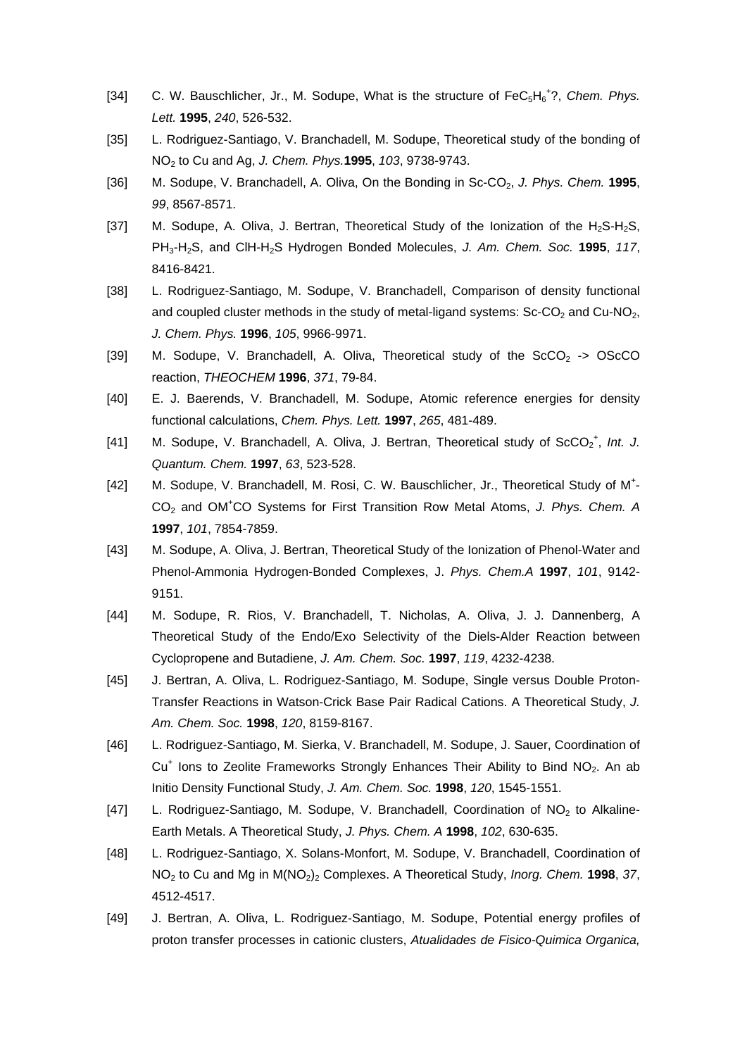[34] C. W. Bauschlicher, Jr., M. Sodupe, What is the structure of $FeC_5H_6^+$?, *Chem. Phys. Lett.* **1995**, *240*, 526-532.

[35] L. Rodriguez-Santiago, V. Branchadell, M. Sodupe, Theoretical study of the bonding of $NO_2$ to Cu and Ag, *J. Chem. Phys.* **1995**, *103*, 9738-9743.

[36] M. Sodupe, V. Branchadell, A. Oliva, On the Bonding in Sc-$CO_2$, *J. Phys. Chem.* **1995**, *99*, 8567-8571.

[37] M. Sodupe, A. Oliva, J. Bertran, Theoretical Study of the Ionization of the $H_2S$-$H_2S$, $PH_3$-$H_2S$, and ClH-$H_2S$ Hydrogen Bonded Molecules, *J. Am. Chem. Soc.* **1995**, *117*, 8416-8421.

[38] L. Rodriguez-Santiago, M. Sodupe, V. Branchadell, Comparison of density functional and coupled cluster methods in the study of metal-ligand systems: Sc-$CO_2$ and Cu-$NO_2$, *J. Chem. Phys.* **1996**, *105*, 9966-9971.

[39] M. Sodupe, V. Branchadell, A. Oliva, Theoretical study of the $ScCO_2$ -> OScCO reaction, *THEOCHEM* **1996**, *371*, 79-84.

[40] E. J. Baerends, V. Branchadell, M. Sodupe, Atomic reference energies for density functional calculations, *Chem. Phys. Lett.* **1997**, *265*, 481-489.

[41] M. Sodupe, V. Branchadell, A. Oliva, J. Bertran, Theoretical study of $ScCO_2^+$, *Int. J. Quantum. Chem.* **1997**, *63*, 523-528.

[42] M. Sodupe, V. Branchadell, M. Rosi, C. W. Bauschlicher, Jr., Theoretical Study of $M^+$-$CO_2$ and $OM^+CO$ Systems for First Transition Row Metal Atoms, *J. Phys. Chem. A* **1997**, *101*, 7854-7859.

[43] M. Sodupe, A. Oliva, J. Bertran, Theoretical Study of the Ionization of Phenol-Water and Phenol-Ammonia Hydrogen-Bonded Complexes, J. *Phys. Chem.A* **1997**, *101*, 9142-9151.

[44] M. Sodupe, R. Rios, V. Branchadell, T. Nicholas, A. Oliva, J. J. Dannenberg, A Theoretical Study of the Endo/Exo Selectivity of the Diels-Alder Reaction between Cyclopropene and Butadiene, *J. Am. Chem. Soc.* **1997**, *119*, 4232-4238.

[45] J. Bertran, A. Oliva, L. Rodriguez-Santiago, M. Sodupe, Single versus Double Proton-Transfer Reactions in Watson-Crick Base Pair Radical Cations. A Theoretical Study, *J. Am. Chem. Soc.* **1998**, *120*, 8159-8167.

[46] L. Rodriguez-Santiago, M. Sierka, V. Branchadell, M. Sodupe, J. Sauer, Coordination of $Cu^+$ Ions to Zeolite Frameworks Strongly Enhances Their Ability to Bind $NO_2$. An ab Initio Density Functional Study, *J. Am. Chem. Soc.* **1998**, *120*, 1545-1551.

[47] L. Rodriguez-Santiago, M. Sodupe, V. Branchadell, Coordination of $NO_2$ to Alkaline-Earth Metals. A Theoretical Study, *J. Phys. Chem. A* **1998**, *102*, 630-635.

[48] L. Rodriguez-Santiago, X. Solans-Monfort, M. Sodupe, V. Branchadell, Coordination of $NO_2$ to Cu and Mg in $M(NO_2)_2$ Complexes. A Theoretical Study, *Inorg. Chem.* **1998**, *37*, 4512-4517.

[49] J. Bertran, A. Oliva, L. Rodriguez-Santiago, M. Sodupe, Potential energy profiles of proton transfer processes in cationic clusters, *Atualidades de Fisico-Quimica Organica,*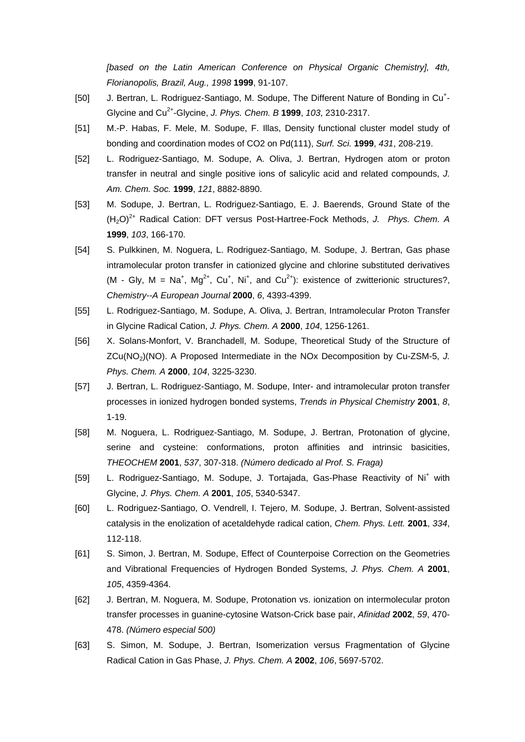*[based on the Latin American Conference on Physical Organic Chemistry], 4th, Florianopolis, Brazil, Aug., 1998* **1999**, 91-107.

[50] J. Bertran, L. Rodriguez-Santiago, M. Sodupe, The Different Nature of Bonding in $Cu^+$-Glycine and $Cu^{2+}$-Glycine, *J. Phys. Chem. B* **1999**, *103*, 2310-2317.

[51] M.-P. Habas, F. Mele, M. Sodupe, F. Illas, Density functional cluster model study of bonding and coordination modes of CO2 on Pd(111), *Surf. Sci.* **1999**, *431*, 208-219.

[52] L. Rodriguez-Santiago, M. Sodupe, A. Oliva, J. Bertran, Hydrogen atom or proton transfer in neutral and single positive ions of salicylic acid and related compounds, *J. Am. Chem. Soc.* **1999**, *121*, 8882-8890.

[53] M. Sodupe, J. Bertran, L. Rodriguez-Santiago, E. J. Baerends, Ground State of the $(H_2O)^{2+}$ Radical Cation: DFT versus Post-Hartree-Fock Methods, *J. Phys. Chem. A* **1999**, *103*, 166-170.

[54] S. Pulkkinen, M. Noguera, L. Rodriguez-Santiago, M. Sodupe, J. Bertran, Gas phase intramolecular proton transfer in cationized glycine and chlorine substituted derivatives (M - Gly, M = $Na^+$, $Mg^{2+}$, $Cu^+$, $Ni^+$, and $Cu^{2+}$): existence of zwitterionic structures?, *Chemistry--A European Journal* **2000**, *6*, 4393-4399.

[55] L. Rodriguez-Santiago, M. Sodupe, A. Oliva, J. Bertran, Intramolecular Proton Transfer in Glycine Radical Cation, *J. Phys. Chem. A* **2000**, *104*, 1256-1261.

[56] X. Solans-Monfort, V. Branchadell, M. Sodupe, Theoretical Study of the Structure of $ZCu(NO_2)(NO)$. A Proposed Intermediate in the NOx Decomposition by Cu-ZSM-5, *J. Phys. Chem. A* **2000**, *104*, 3225-3230.

[57] J. Bertran, L. Rodriguez-Santiago, M. Sodupe, Inter- and intramolecular proton transfer processes in ionized hydrogen bonded systems, *Trends in Physical Chemistry* **2001**, *8*, 1-19.

[58] M. Noguera, L. Rodriguez-Santiago, M. Sodupe, J. Bertran, Protonation of glycine, serine and cysteine: conformations, proton affinities and intrinsic basicities, *THEOCHEM* **2001**, *537*, 307-318. *(Número dedicado al Prof. S. Fraga)*

[59] L. Rodriguez-Santiago, M. Sodupe, J. Tortajada, Gas-Phase Reactivity of $Ni^+$ with Glycine, *J. Phys. Chem. A* **2001**, *105*, 5340-5347.

[60] L. Rodriguez-Santiago, O. Vendrell, I. Tejero, M. Sodupe, J. Bertran, Solvent-assisted catalysis in the enolization of acetaldehyde radical cation, *Chem. Phys. Lett.* **2001**, *334*, 112-118.

[61] S. Simon, J. Bertran, M. Sodupe, Effect of Counterpoise Correction on the Geometries and Vibrational Frequencies of Hydrogen Bonded Systems, *J. Phys. Chem. A* **2001**, *105*, 4359-4364.

[62] J. Bertran, M. Noguera, M. Sodupe, Protonation vs. ionization on intermolecular proton transfer processes in guanine-cytosine Watson-Crick base pair, *Afinidad* **2002**, *59*, 470-478. *(Número especial 500)*

[63] S. Simon, M. Sodupe, J. Bertran, Isomerization versus Fragmentation of Glycine Radical Cation in Gas Phase, *J. Phys. Chem. A* **2002**, *106*, 5697-5702.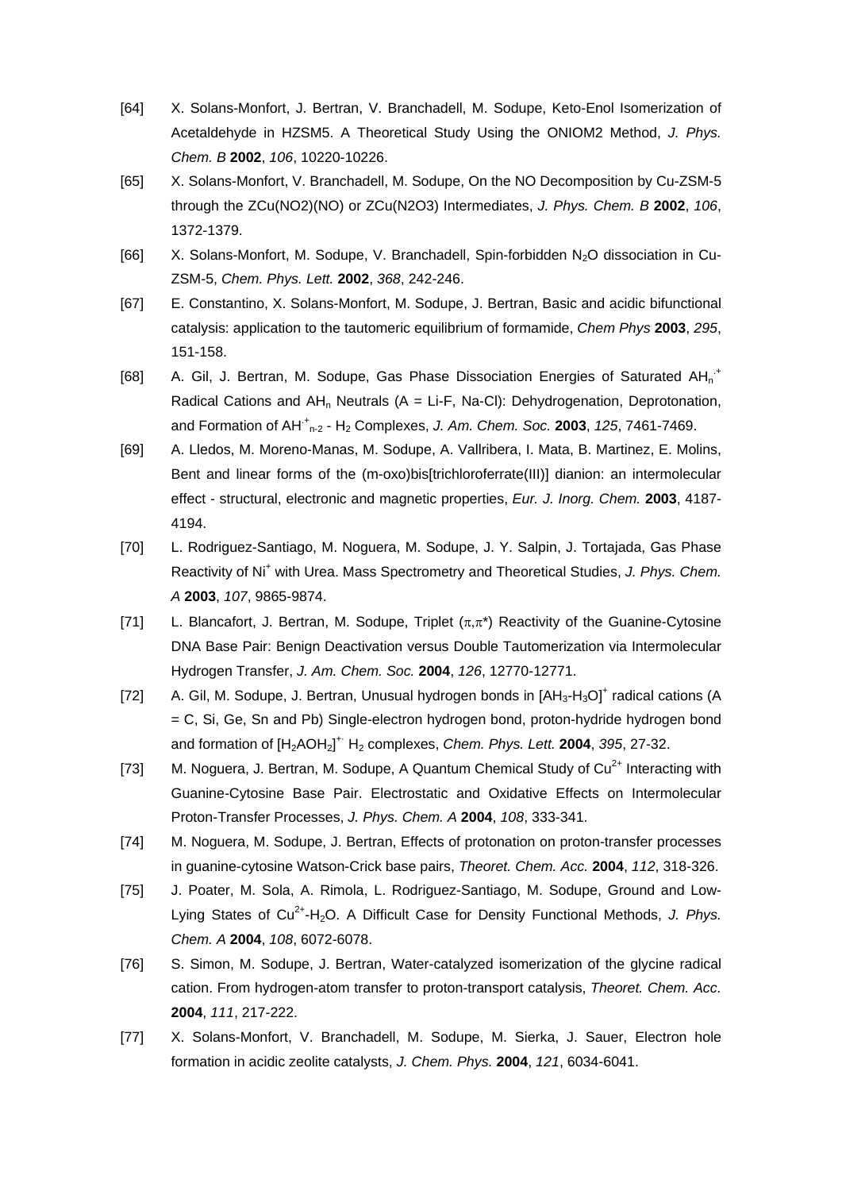[64] X. Solans-Monfort, J. Bertran, V. Branchadell, M. Sodupe, Keto-Enol Isomerization of Acetaldehyde in HZSM5. A Theoretical Study Using the ONIOM2 Method, *J. Phys. Chem. B* **2002**, *106*, 10220-10226.

[65] X. Solans-Monfort, V. Branchadell, M. Sodupe, On the NO Decomposition by Cu-ZSM-5 through the ZCu(NO2)(NO) or ZCu(N2O3) Intermediates, *J. Phys. Chem. B* **2002**, *106*, 1372-1379.

[66] X. Solans-Monfort, M. Sodupe, V. Branchadell, Spin-forbidden $N_2O$ dissociation in Cu-ZSM-5, *Chem. Phys. Lett.* **2002**, *368*, 242-246.

[67] E. Constantino, X. Solans-Monfort, M. Sodupe, J. Bertran, Basic and acidic bifunctional catalysis: application to the tautomeric equilibrium of formamide, *Chem Phys* **2003**, *295*, 151-158.

[68] A. Gil, J. Bertran, M. Sodupe, Gas Phase Dissociation Energies of Saturated $AH_n^{\cdot+}$ Radical Cations and $AH_n$ Neutrals (A = Li-F, Na-Cl): Dehydrogenation, Deprotonation, and Formation of $AH^{\cdot+}_{n-2}$ - $H_2$ Complexes, *J. Am. Chem. Soc.* **2003**, *125*, 7461-7469.

[69] A. Lledos, M. Moreno-Manas, M. Sodupe, A. Vallribera, I. Mata, B. Martinez, E. Molins, Bent and linear forms of the (m-oxo)bis[trichloroferrate(III)] dianion: an intermolecular effect - structural, electronic and magnetic properties, *Eur. J. Inorg. Chem.* **2003**, 4187-4194.

[70] L. Rodriguez-Santiago, M. Noguera, M. Sodupe, J. Y. Salpin, J. Tortajada, Gas Phase Reactivity of $Ni^+$ with Urea. Mass Spectrometry and Theoretical Studies, *J. Phys. Chem. A* **2003**, *107*, 9865-9874.

[71] L. Blancafort, J. Bertran, M. Sodupe, Triplet ($\pi,\pi^*$) Reactivity of the Guanine-Cytosine DNA Base Pair: Benign Deactivation versus Double Tautomerization via Intermolecular Hydrogen Transfer, *J. Am. Chem. Soc.* **2004**, *126*, 12770-12771.

[72] A. Gil, M. Sodupe, J. Bertran, Unusual hydrogen bonds in $[AH_3\text{-}H_3O]^+$ radical cations (A = C, Si, Ge, Sn and Pb) Single-electron hydrogen bond, proton-hydride hydrogen bond and formation of $[H_2AOH_2]^{+\cdot}$ $H_2$ complexes, *Chem. Phys. Lett.* **2004**, *395*, 27-32.

[73] M. Noguera, J. Bertran, M. Sodupe, A Quantum Chemical Study of $Cu^{2+}$ Interacting with Guanine-Cytosine Base Pair. Electrostatic and Oxidative Effects on Intermolecular Proton-Transfer Processes, *J. Phys. Chem. A* **2004**, *108*, 333-341.

[74] M. Noguera, M. Sodupe, J. Bertran, Effects of protonation on proton-transfer processes in guanine-cytosine Watson-Crick base pairs, *Theoret. Chem. Acc.* **2004**, *112*, 318-326.

[75] J. Poater, M. Sola, A. Rimola, L. Rodriguez-Santiago, M. Sodupe, Ground and Low-Lying States of $Cu^{2+}$-$H_2O$. A Difficult Case for Density Functional Methods, *J. Phys. Chem. A* **2004**, *108*, 6072-6078.

[76] S. Simon, M. Sodupe, J. Bertran, Water-catalyzed isomerization of the glycine radical cation. From hydrogen-atom transfer to proton-transport catalysis, *Theoret. Chem. Acc.* **2004**, *111*, 217-222.

[77] X. Solans-Monfort, V. Branchadell, M. Sodupe, M. Sierka, J. Sauer, Electron hole formation in acidic zeolite catalysts, *J. Chem. Phys.* **2004**, *121*, 6034-6041.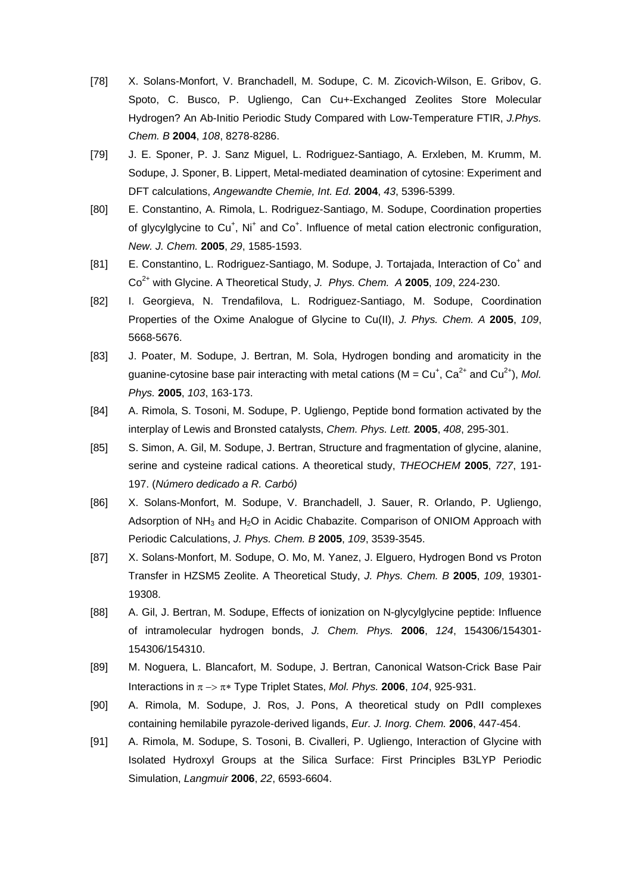[78] X. Solans-Monfort, V. Branchadell, M. Sodupe, C. M. Zicovich-Wilson, E. Gribov, G. Spoto, C. Busco, P. Ugliengo, Can Cu+-Exchanged Zeolites Store Molecular Hydrogen? An Ab-Initio Periodic Study Compared with Low-Temperature FTIR, *J.Phys. Chem. B* **2004**, *108*, 8278-8286.

[79] J. E. Sponer, P. J. Sanz Miguel, L. Rodriguez-Santiago, A. Erxleben, M. Krumm, M. Sodupe, J. Sponer, B. Lippert, Metal-mediated deamination of cytosine: Experiment and DFT calculations, *Angewandte Chemie, Int. Ed.* **2004**, *43*, 5396-5399.

[80] E. Constantino, A. Rimola, L. Rodriguez-Santiago, M. Sodupe, Coordination properties of glycylglycine to $Cu^+$, $Ni^+$ and $Co^+$. Influence of metal cation electronic configuration, *New. J. Chem.* **2005**, *29*, 1585-1593.

[81] E. Constantino, L. Rodriguez-Santiago, M. Sodupe, J. Tortajada, Interaction of $Co^+$ and $Co^{2+}$ with Glycine. A Theoretical Study, *J. Phys. Chem. A* **2005**, *109*, 224-230.

[82] I. Georgieva, N. Trendafilova, L. Rodriguez-Santiago, M. Sodupe, Coordination Properties of the Oxime Analogue of Glycine to Cu(II), *J. Phys. Chem. A* **2005**, *109*, 5668-5676.

[83] J. Poater, M. Sodupe, J. Bertran, M. Sola, Hydrogen bonding and aromaticity in the guanine-cytosine base pair interacting with metal cations (M = $Cu^+$, $Ca^{2+}$ and $Cu^{2+}$), *Mol. Phys.* **2005**, *103*, 163-173.

[84] A. Rimola, S. Tosoni, M. Sodupe, P. Ugliengo, Peptide bond formation activated by the interplay of Lewis and Bronsted catalysts, *Chem. Phys. Lett.* **2005**, *408*, 295-301.

[85] S. Simon, A. Gil, M. Sodupe, J. Bertran, Structure and fragmentation of glycine, alanine, serine and cysteine radical cations. A theoretical study, *THEOCHEM* **2005**, *727*, 191-197. (*Número dedicado a R. Carbó)*

[86] X. Solans-Monfort, M. Sodupe, V. Branchadell, J. Sauer, R. Orlando, P. Ugliengo, Adsorption of $NH_3$ and $H_2O$ in Acidic Chabazite. Comparison of ONIOM Approach with Periodic Calculations, *J. Phys. Chem. B* **2005**, *109*, 3539-3545.

[87] X. Solans-Monfort, M. Sodupe, O. Mo, M. Yanez, J. Elguero, Hydrogen Bond vs Proton Transfer in HZSM5 Zeolite. A Theoretical Study, *J. Phys. Chem. B* **2005**, *109*, 19301-19308.

[88] A. Gil, J. Bertran, M. Sodupe, Effects of ionization on N-glycylglycine peptide: Influence of intramolecular hydrogen bonds, *J. Chem. Phys.* **2006**, *124*, 154306/154301-154306/154310.

[89] M. Noguera, L. Blancafort, M. Sodupe, J. Bertran, Canonical Watson-Crick Base Pair Interactions in $\pi \rightarrow \pi*$ Type Triplet States, *Mol. Phys.* **2006**, *104*, 925-931.

[90] A. Rimola, M. Sodupe, J. Ros, J. Pons, A theoretical study on PdII complexes containing hemilabile pyrazole-derived ligands, *Eur. J. Inorg. Chem.* **2006**, 447-454.

[91] A. Rimola, M. Sodupe, S. Tosoni, B. Civalleri, P. Ugliengo, Interaction of Glycine with Isolated Hydroxyl Groups at the Silica Surface: First Principles B3LYP Periodic Simulation, *Langmuir* **2006**, *22*, 6593-6604.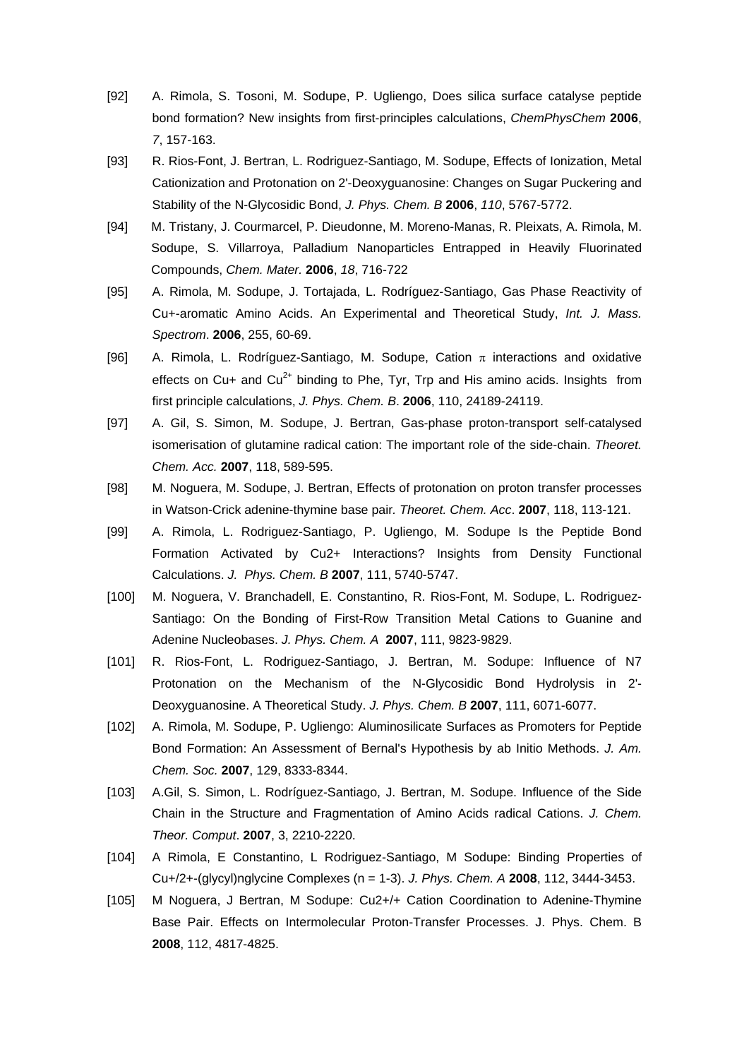[92] A. Rimola, S. Tosoni, M. Sodupe, P. Ugliengo, Does silica surface catalyse peptide bond formation? New insights from first-principles calculations, *ChemPhysChem* **2006**, *7*, 157-163.

[93] R. Rios-Font, J. Bertran, L. Rodriguez-Santiago, M. Sodupe, Effects of Ionization, Metal Cationization and Protonation on 2'-Deoxyguanosine: Changes on Sugar Puckering and Stability of the N-Glycosidic Bond, *J. Phys. Chem. B* **2006**, *110*, 5767-5772.

[94] M. Tristany, J. Courmarcel, P. Dieudonne, M. Moreno-Manas, R. Pleixats, A. Rimola, M. Sodupe, S. Villarroya, Palladium Nanoparticles Entrapped in Heavily Fluorinated Compounds, *Chem. Mater.* **2006**, *18*, 716-722

[95] A. Rimola, M. Sodupe, J. Tortajada, L. Rodríguez-Santiago, Gas Phase Reactivity of Cu+-aromatic Amino Acids. An Experimental and Theoretical Study, *Int. J. Mass. Spectrom*. **2006**, 255, 60-69.

[96] A. Rimola, L. Rodríguez-Santiago, M. Sodupe, Cation $\pi$ interactions and oxidative effects on Cu+ and $Cu^{2+}$ binding to Phe, Tyr, Trp and His amino acids. Insights from first principle calculations, *J. Phys. Chem. B*. **2006**, 110, 24189-24119.

[97] A. Gil, S. Simon, M. Sodupe, J. Bertran, Gas-phase proton-transport self-catalysed isomerisation of glutamine radical cation: The important role of the side-chain. *Theoret. Chem. Acc.* **2007**, 118, 589-595.

[98] M. Noguera, M. Sodupe, J. Bertran, Effects of protonation on proton transfer processes in Watson-Crick adenine-thymine base pair. *Theoret. Chem. Acc*. **2007**, 118, 113-121.

[99] A. Rimola, L. Rodriguez-Santiago, P. Ugliengo, M. Sodupe Is the Peptide Bond Formation Activated by Cu2+ Interactions? Insights from Density Functional Calculations. *J. Phys. Chem. B* **2007**, 111, 5740-5747.

[100] M. Noguera, V. Branchadell, E. Constantino, R. Rios-Font, M. Sodupe, L. Rodriguez-Santiago: On the Bonding of First-Row Transition Metal Cations to Guanine and Adenine Nucleobases. *J. Phys. Chem. A* **2007**, 111, 9823-9829.

[101] R. Rios-Font, L. Rodriguez-Santiago, J. Bertran, M. Sodupe: Influence of N7 Protonation on the Mechanism of the N-Glycosidic Bond Hydrolysis in 2'-Deoxyguanosine. A Theoretical Study. *J. Phys. Chem. B* **2007**, 111, 6071-6077.

[102] A. Rimola, M. Sodupe, P. Ugliengo: Aluminosilicate Surfaces as Promoters for Peptide Bond Formation: An Assessment of Bernal's Hypothesis by ab Initio Methods. *J. Am. Chem. Soc.* **2007**, 129, 8333-8344.

[103] A.Gil, S. Simon, L. Rodríguez-Santiago, J. Bertran, M. Sodupe. Influence of the Side Chain in the Structure and Fragmentation of Amino Acids radical Cations. *J. Chem. Theor. Comput*. **2007**, 3, 2210-2220.

[104] A Rimola, E Constantino, L Rodriguez-Santiago, M Sodupe: Binding Properties of Cu+/2+-(glycyl)nglycine Complexes (n = 1-3). *J. Phys. Chem. A* **2008**, 112, 3444-3453.

[105] M Noguera, J Bertran, M Sodupe: Cu2+/+ Cation Coordination to Adenine-Thymine Base Pair. Effects on Intermolecular Proton-Transfer Processes. J. Phys. Chem. B **2008**, 112, 4817-4825.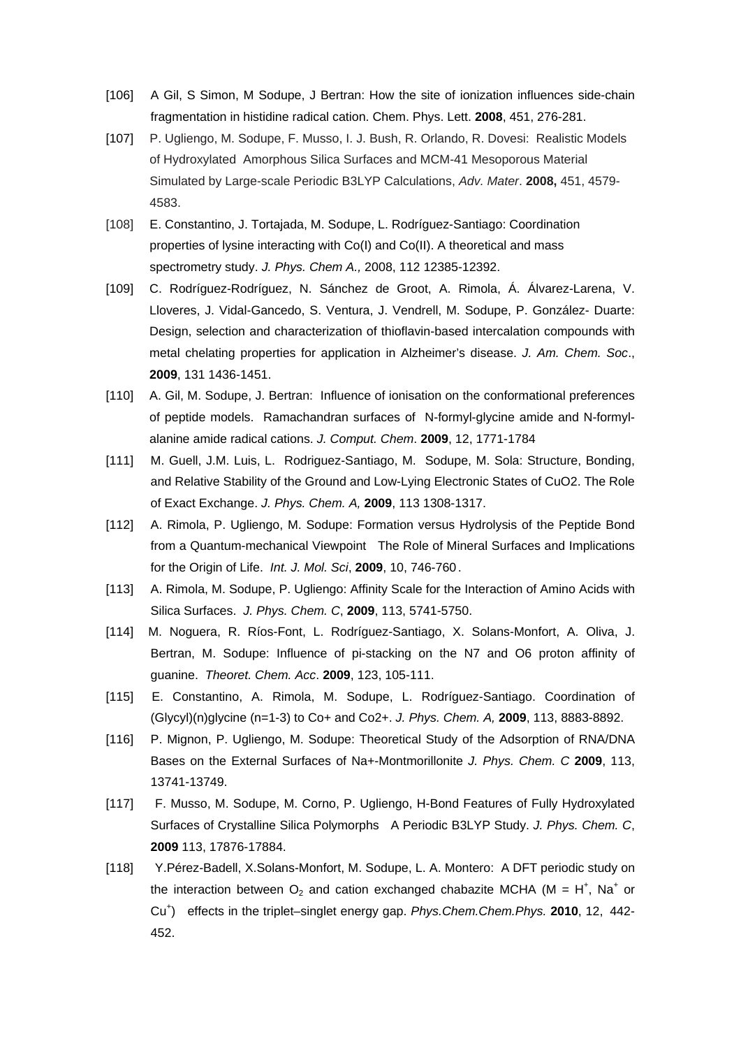[106] A Gil, S Simon, M Sodupe, J Bertran: How the site of ionization influences side-chain fragmentation in histidine radical cation. Chem. Phys. Lett. **2008**, 451, 276-281.

[107] P. Ugliengo, M. Sodupe, F. Musso, I. J. Bush, R. Orlando, R. Dovesi: Realistic Models of Hydroxylated Amorphous Silica Surfaces and MCM-41 Mesoporous Material Simulated by Large-scale Periodic B3LYP Calculations, *Adv. Mater*. **2008,** 451, 4579-4583.

[108] E. Constantino, J. Tortajada, M. Sodupe, L. Rodríguez-Santiago: Coordination properties of lysine interacting with Co(I) and Co(II). A theoretical and mass spectrometry study. *J. Phys. Chem A.,* 2008, 112 12385-12392.

[109] C. Rodríguez-Rodríguez, N. Sánchez de Groot, A. Rimola, Á. Álvarez-Larena, V. Lloveres, J. Vidal-Gancedo, S. Ventura, J. Vendrell, M. Sodupe, P. González- Duarte: Design, selection and characterization of thioflavin-based intercalation compounds with metal chelating properties for application in Alzheimer's disease. *J. Am. Chem. Soc*., **2009**, 131 1436-1451.

[110] A. Gil, M. Sodupe, J. Bertran: Influence of ionisation on the conformational preferences of peptide models. Ramachandran surfaces of N-formyl-glycine amide and N-formyl-alanine amide radical cations. *J. Comput. Chem*. **2009**, 12, 1771-1784

[111] M. Guell, J.M. Luis, L. Rodriguez-Santiago, M. Sodupe, M. Sola: Structure, Bonding, and Relative Stability of the Ground and Low-Lying Electronic States of CuO2. The Role of Exact Exchange. *J. Phys. Chem. A,* **2009**, 113 1308-1317.

[112] A. Rimola, P. Ugliengo, M. Sodupe: Formation versus Hydrolysis of the Peptide Bond from a Quantum-mechanical Viewpoint The Role of Mineral Surfaces and Implications for the Origin of Life. *Int. J. Mol. Sci*, **2009**, 10, 746-760.

[113] A. Rimola, M. Sodupe, P. Ugliengo: Affinity Scale for the Interaction of Amino Acids with Silica Surfaces. *J. Phys. Chem. C*, **2009**, 113, 5741-5750.

[114] M. Noguera, R. Ríos-Font, L. Rodríguez-Santiago, X. Solans-Monfort, A. Oliva, J. Bertran, M. Sodupe: Influence of pi-stacking on the N7 and O6 proton affinity of guanine. *Theoret. Chem. Acc*. **2009**, 123, 105-111.

[115] E. Constantino, A. Rimola, M. Sodupe, L. Rodríguez-Santiago. Coordination of (Glycyl)(n)glycine (n=1-3) to Co+ and Co2+. *J. Phys. Chem. A,* **2009**, 113, 8883-8892.

[116] P. Mignon, P. Ugliengo, M. Sodupe: Theoretical Study of the Adsorption of RNA/DNA Bases on the External Surfaces of Na+-Montmorillonite *J. Phys. Chem. C* **2009**, 113, 13741-13749.

[117] F. Musso, M. Sodupe, M. Corno, P. Ugliengo, H-Bond Features of Fully Hydroxylated Surfaces of Crystalline Silica Polymorphs A Periodic B3LYP Study. *J. Phys. Chem. C*, **2009** 113, 17876-17884.

[118] Y.Pérez-Badell, X.Solans-Monfort, M. Sodupe, L. A. Montero: A DFT periodic study on the interaction between $O_2$ and cation exchanged chabazite MCHA (M = $H^+$, $Na^+$ or $Cu^+$) effects in the triplet–singlet energy gap. *Phys.Chem.Chem.Phys.* **2010**, 12, 442-452.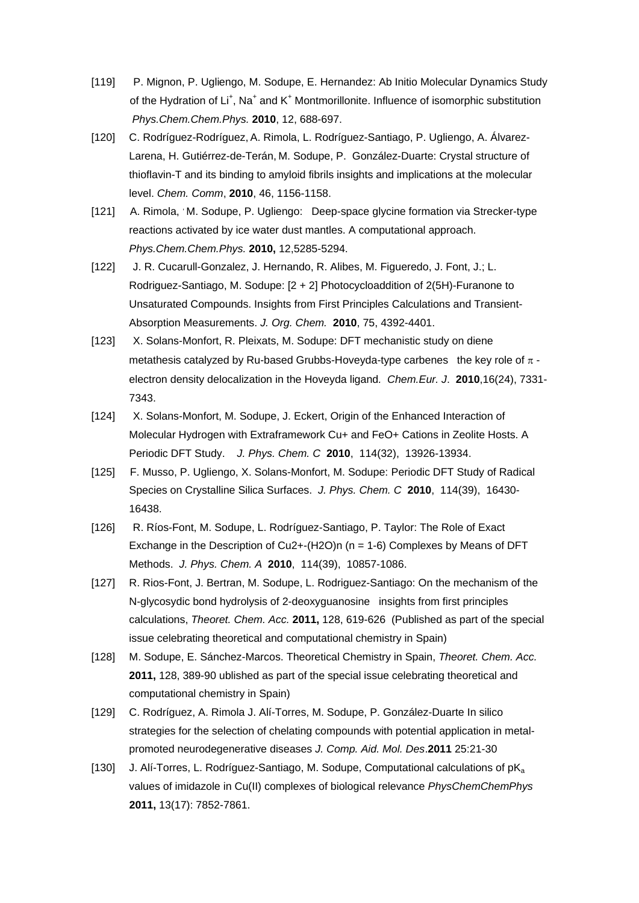[119] P. Mignon, P. Ugliengo, M. Sodupe, E. Hernandez: Ab Initio Molecular Dynamics Study of the Hydration of $Li^+$, $Na^+$ and $K^+$ Montmorillonite. Influence of isomorphic substitution *Phys.Chem.Chem.Phys.* **2010**, 12, 688-697.

[120] C. Rodríguez-Rodríguez, A. Rimola, L. Rodríguez-Santiago, P. Ugliengo, A. Álvarez-Larena, H. Gutiérrez-de-Terán, M. Sodupe, P. González-Duarte: Crystal structure of thioflavin-T and its binding to amyloid fibrils insights and implications at the molecular level. *Chem. Comm*, **2010**, 46, 1156-1158.

[121] A. Rimola, M. Sodupe, P. Ugliengo: Deep-space glycine formation via Strecker-type reactions activated by ice water dust mantles. A computational approach. *Phys.Chem.Chem.Phys.* **2010,** 12,5285-5294.

[122] J. R. Cucarull-Gonzalez, J. Hernando, R. Alibes, M. Figueredo, J. Font, J.; L. Rodriguez-Santiago, M. Sodupe: [2 + 2] Photocycloaddition of 2(5H)-Furanone to Unsaturated Compounds. Insights from First Principles Calculations and Transient-Absorption Measurements. *J. Org. Chem.* **2010**, 75, 4392-4401.

[123] X. Solans-Monfort, R. Pleixats, M. Sodupe: DFT mechanistic study on diene metathesis catalyzed by Ru-based Grubbs-Hoveyda-type carbenes the key role of $\pi$-electron density delocalization in the Hoveyda ligand. *Chem.Eur. J*. **2010**,16(24), 7331-7343.

[124] X. Solans-Monfort, M. Sodupe, J. Eckert, Origin of the Enhanced Interaction of Molecular Hydrogen with Extraframework Cu+ and FeO+ Cations in Zeolite Hosts. A Periodic DFT Study. *J. Phys. Chem. C* **2010**, 114(32), 13926-13934.

[125] F. Musso, P. Ugliengo, X. Solans-Monfort, M. Sodupe: Periodic DFT Study of Radical Species on Crystalline Silica Surfaces. *J. Phys. Chem. C* **2010**, 114(39), 16430-16438.

[126] R. Ríos-Font, M. Sodupe, L. Rodríguez-Santiago, P. Taylor: The Role of Exact Exchange in the Description of Cu2+-(H2O)n (n = 1-6) Complexes by Means of DFT Methods. *J. Phys. Chem. A* **2010**, 114(39), 10857-1086.

[127] R. Rios-Font, J. Bertran, M. Sodupe, L. Rodriguez-Santiago: On the mechanism of the N-glycosydic bond hydrolysis of 2-deoxyguanosine insights from first principles calculations, *Theoret. Chem. Acc.* **2011,** 128, 619-626 (Published as part of the special issue celebrating theoretical and computational chemistry in Spain)

[128] M. Sodupe, E. Sánchez-Marcos. Theoretical Chemistry in Spain, *Theoret. Chem. Acc.* **2011,** 128, 389-90 ublished as part of the special issue celebrating theoretical and computational chemistry in Spain)

[129] C. Rodríguez, A. Rimola J. Alí-Torres, M. Sodupe, P. González-Duarte In silico strategies for the selection of chelating compounds with potential application in metal-promoted neurodegenerative diseases *J. Comp. Aid. Mol. Des*.**2011** 25:21-30

[130] J. Alí-Torres, L. Rodríguez-Santiago, M. Sodupe, Computational calculations of $pK_a$ values of imidazole in Cu(II) complexes of biological relevance *PhysChemChemPhys* **2011,** 13(17): 7852-7861.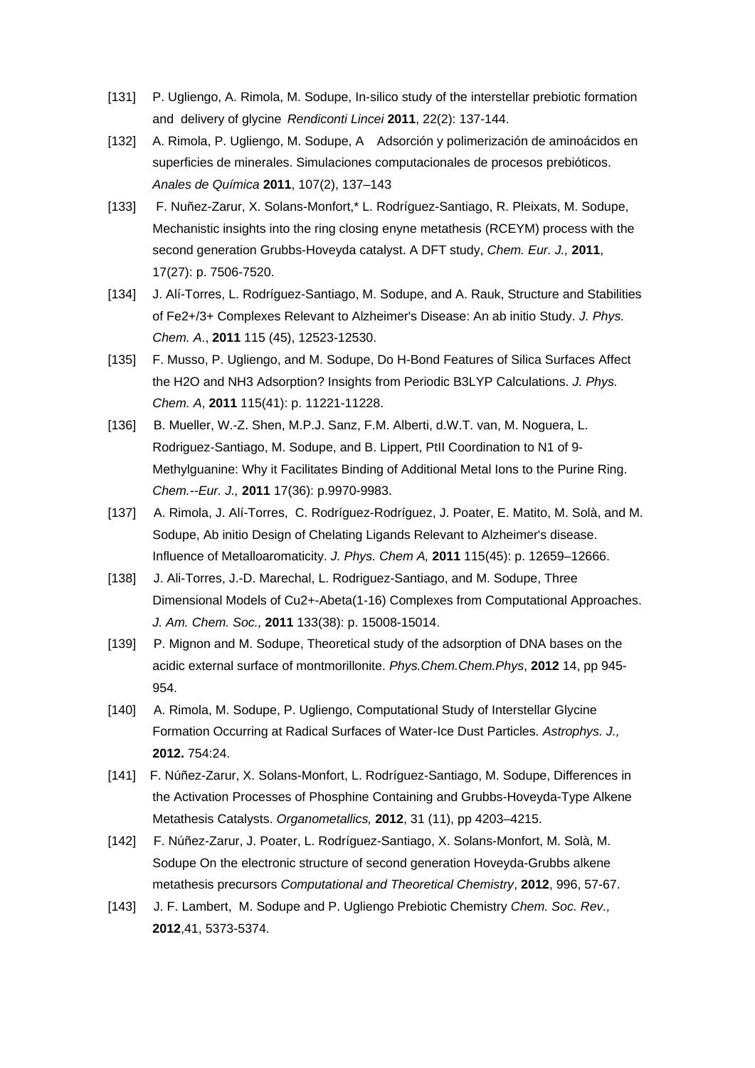[131] P. Ugliengo, A. Rimola, M. Sodupe, In-silico study of the interstellar prebiotic formation and delivery of glycine *Rendiconti Lincei* **2011**, 22(2): 137-144.

[132] A. Rimola, P. Ugliengo, M. Sodupe, A Adsorción y polimerización de aminoácidos en superficies de minerales. Simulaciones computacionales de procesos prebióticos. *Anales de Química* **2011**, 107(2), 137–143

[133] F. Nuñez-Zarur, X. Solans-Monfort,* L. Rodríguez-Santiago, R. Pleixats, M. Sodupe, Mechanistic insights into the ring closing enyne metathesis (RCEYM) process with the second generation Grubbs-Hoveyda catalyst. A DFT study, *Chem. Eur. J.,* **2011**, 17(27): p. 7506-7520.

[134] J. Alí-Torres, L. Rodríguez-Santiago, M. Sodupe, and A. Rauk, Structure and Stabilities of $Fe^{2+/3+}$ Complexes Relevant to Alzheimer's Disease: An ab initio Study. *J. Phys. Chem. A*., **2011** 115 (45), 12523-12530.

[135] F. Musso, P. Ugliengo, and M. Sodupe, Do H-Bond Features of Silica Surfaces Affect the $H_2O$ and $NH_3$ Adsorption? Insights from Periodic B3LYP Calculations. *J. Phys. Chem. A*, **2011** 115(41): p. 11221-11228.

[136] B. Mueller, W.-Z. Shen, M.P.J. Sanz, F.M. Alberti, d.W.T. van, M. Noguera, L. Rodriguez-Santiago, M. Sodupe, and B. Lippert, PtII Coordination to N1 of 9-Methylguanine: Why it Facilitates Binding of Additional Metal Ions to the Purine Ring. *Chem.--Eur. J.,* **2011** 17(36): p.9970-9983.

[137] A. Rimola, J. Alí-Torres, C. Rodríguez-Rodríguez, J. Poater, E. Matito, M. Solà, and M. Sodupe, Ab initio Design of Chelating Ligands Relevant to Alzheimer's disease. Influence of Metalloaromaticity. *J. Phys. Chem A,* **2011** 115(45): p. 12659–12666.

[138] J. Ali-Torres, J.-D. Marechal, L. Rodriguez-Santiago, and M. Sodupe, Three Dimensional Models of $Cu^{2+}$-Abeta(1-16) Complexes from Computational Approaches. *J. Am. Chem. Soc.,* **2011** 133(38): p. 15008-15014.

[139] P. Mignon and M. Sodupe, Theoretical study of the adsorption of DNA bases on the acidic external surface of montmorillonite. *Phys.Chem.Chem.Phys*, **2012** 14, pp 945-954.

[140] A. Rimola, M. Sodupe, P. Ugliengo, Computational Study of Interstellar Glycine Formation Occurring at Radical Surfaces of Water-Ice Dust Particles. *Astrophys. J.,* **2012.** 754:24.

[141] F. Núñez-Zarur, X. Solans-Monfort, L. Rodríguez-Santiago, M. Sodupe, Differences in the Activation Processes of Phosphine Containing and Grubbs-Hoveyda-Type Alkene Metathesis Catalysts. *Organometallics,* **2012**, 31 (11), pp 4203–4215.

[142] F. Núñez-Zarur, J. Poater, L. Rodríguez-Santiago, X. Solans-Monfort, M. Solà, M. Sodupe On the electronic structure of second generation Hoveyda-Grubbs alkene metathesis precursors *Computational and Theoretical Chemistry*, **2012**, 996, 57-67.

[143] J. F. Lambert, M. Sodupe and P. Ugliengo Prebiotic Chemistry *Chem. Soc. Rev.,* **2012**,41, 5373-5374.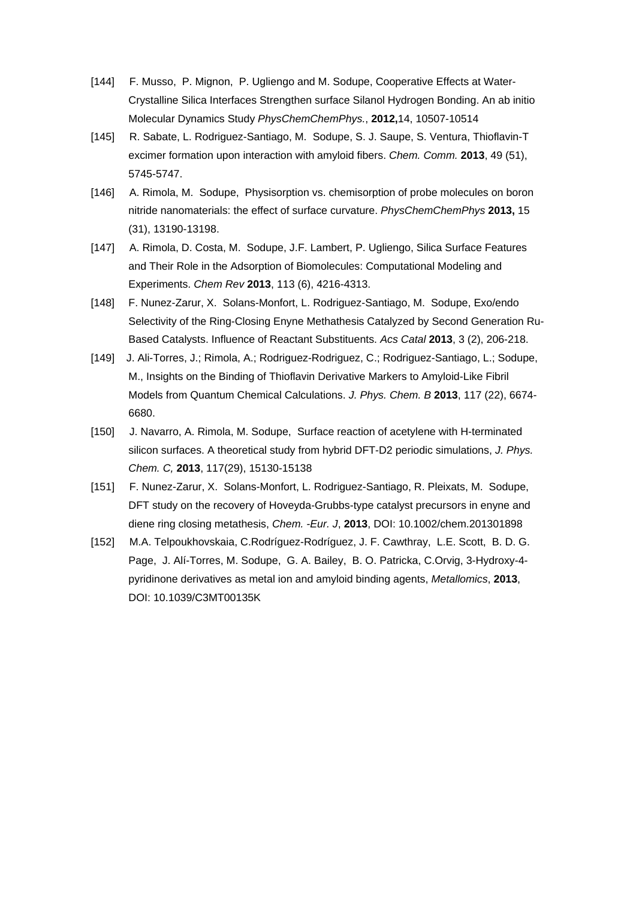[144] F. Musso, P. Mignon, P. Ugliengo and M. Sodupe, Cooperative Effects at Water-Crystalline Silica Interfaces Strengthen surface Silanol Hydrogen Bonding. An ab initio Molecular Dynamics Study *PhysChemChemPhys.*, **2012,**14, 10507-10514

[145] R. Sabate, L. Rodriguez-Santiago, M. Sodupe, S. J. Saupe, S. Ventura, Thioflavin-T excimer formation upon interaction with amyloid fibers. *Chem. Comm.* **2013**, 49 (51), 5745-5747.

[146] A. Rimola, M. Sodupe, Physisorption vs. chemisorption of probe molecules on boron nitride nanomaterials: the effect of surface curvature. *PhysChemChemPhys* **2013,** 15 (31), 13190-13198.

[147] A. Rimola, D. Costa, M. Sodupe, J.F. Lambert, P. Ugliengo, Silica Surface Features and Their Role in the Adsorption of Biomolecules: Computational Modeling and Experiments. *Chem Rev* **2013**, 113 (6), 4216-4313.

[148] F. Nunez-Zarur, X. Solans-Monfort, L. Rodriguez-Santiago, M. Sodupe, Exo/endo Selectivity of the Ring-Closing Enyne Methathesis Catalyzed by Second Generation Ru-Based Catalysts. Influence of Reactant Substituents. *Acs Catal* **2013**, 3 (2), 206-218.

[149] J. Ali-Torres, J.; Rimola, A.; Rodriguez-Rodriguez, C.; Rodriguez-Santiago, L.; Sodupe, M., Insights on the Binding of Thioflavin Derivative Markers to Amyloid-Like Fibril Models from Quantum Chemical Calculations. *J. Phys. Chem. B* **2013**, 117 (22), 6674-6680.

[150] J. Navarro, A. Rimola, M. Sodupe, Surface reaction of acetylene with H-terminated silicon surfaces. A theoretical study from hybrid DFT-D2 periodic simulations, *J. Phys. Chem. C,* **2013**, 117(29), 15130-15138

[151] F. Nunez-Zarur, X. Solans-Monfort, L. Rodriguez-Santiago, R. Pleixats, M. Sodupe, DFT study on the recovery of Hoveyda-Grubbs-type catalyst precursors in enyne and diene ring closing metathesis, *Chem. -Eur. J*, **2013**, DOI: 10.1002/chem.201301898

[152] M.A. Telpoukhovskaia, C.Rodríguez-Rodríguez, J. F. Cawthray, L.E. Scott, B. D. G. Page, J. Alí-Torres, M. Sodupe, G. A. Bailey, B. O. Patricka, C.Orvig, 3-Hydroxy-4-pyridinone derivatives as metal ion and amyloid binding agents, *Metallomics*, **2013**, DOI: 10.1039/C3MT00135K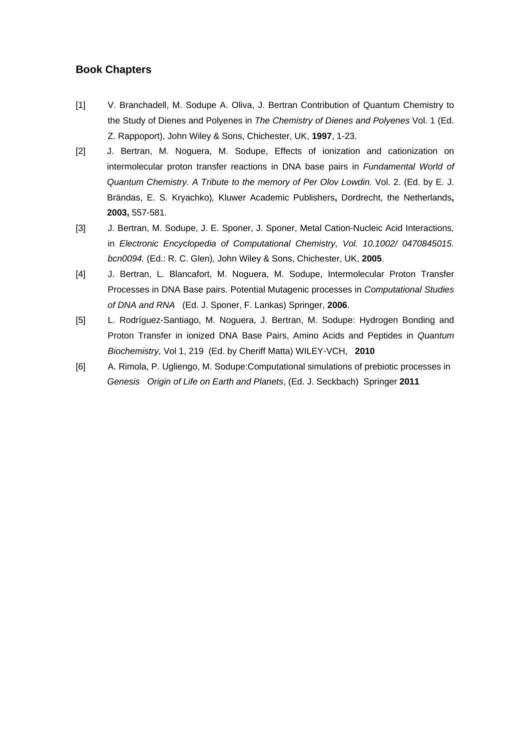## Book Chapters

[1] V. Branchadell, M. Sodupe A. Oliva, J. Bertran Contribution of Quantum Chemistry to the Study of Dienes and Polyenes in *The Chemistry of Dienes and Polyenes* Vol. 1 (Ed. Z. Rappoport), John Wiley & Sons, Chichester, UK, **1997**, 1-23.

[2] J. Bertran, M. Noguera, M. Sodupe, Effects of ionization and cationization on intermolecular proton transfer reactions in DNA base pairs in *Fundamental World of Quantum Chemistry. A Tribute to the memory of Per Olov Lowdin.* Vol. 2. (Ed. by E. J. Brändas, E. S. Kryachko)*,* Kluwer Academic Publishers**,** Dordrecht, the Netherlands**, 2003,** 557-581.

[3] J. Bertran, M. Sodupe, J. E. Sponer, J. Sponer, Metal Cation-Nucleic Acid Interactions*,* in *Electronic Encyclopedia of Computational Chemistry, Vol. 10.1002/ 0470845015. bcn0094.* (Ed.: R. C. Glen), John Wiley & Sons, Chichester, UK, **2005**.

[4] J. Bertran, L. Blancafort, M. Noguera, M. Sodupe, Intermolecular Proton Transfer Processes in DNA Base pairs. Potential Mutagenic processes in *Computational Studies of DNA and RNA* (Ed. J. Sponer, F. Lankas) Springer, **2006**.

[5] L. Rodríguez-Santiago, M. Noguera, J. Bertran, M. Sodupe: Hydrogen Bonding and Proton Transfer in ionized DNA Base Pairs, Amino Acids and Peptides in *Quantum Biochemistry,* Vol 1, 219 (Ed. by Cheriff Matta) WILEY-VCH, **2010**

[6] A. Rimola, P. Ugliengo, M. Sodupe:Computational simulations of prebiotic processes in *Genesis Origin of Life on Earth and Planets*, (Ed. J. Seckbach) Springer **2011**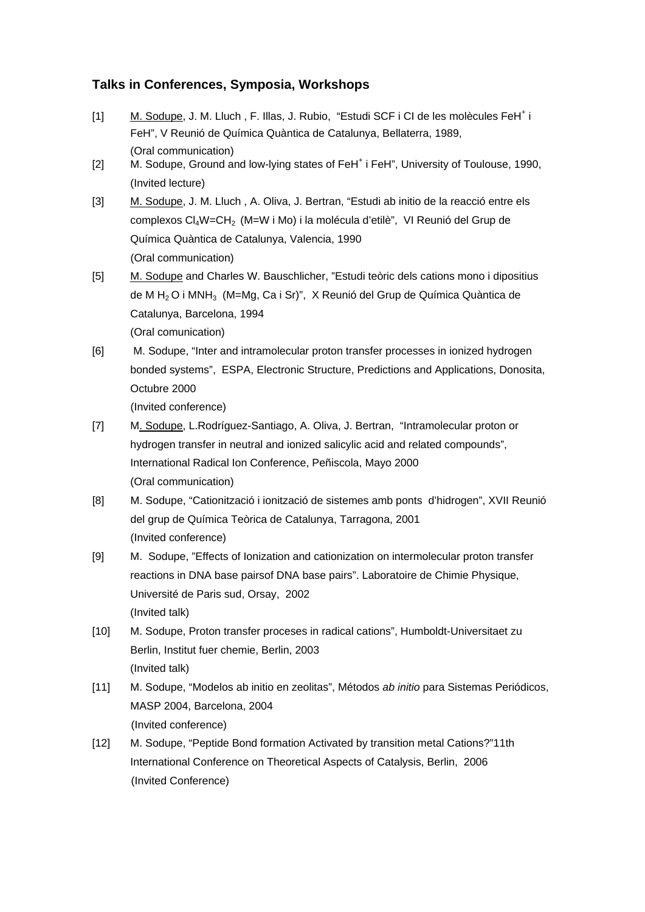### Talks in Conferences, Symposia, Workshops

[1] M. Sodupe, J. M. Lluch , F. Illas, J. Rubio, "Estudi SCF i CI de les molècules $FeH^+$ i FeH", V Reunió de Química Quàntica de Catalunya, Bellaterra, 1989, (Oral communication)

[2] M. Sodupe, Ground and low-lying states of $FeH^+$ i FeH", University of Toulouse, 1990, (Invited lecture)

[3] M. Sodupe, J. M. Lluch , A. Oliva, J. Bertran, "Estudi ab initio de la reacció entre els complexos $Cl_4W{=}CH_2$ (M=W i Mo) i la molécula d'etilè", VI Reunió del Grup de Química Quàntica de Catalunya, Valencia, 1990 (Oral communication)

[5] M. Sodupe and Charles W. Bauschlicher, "Estudi teòric dels cations mono i dipositius de M $H_2$ O i $MNH_3$ (M=Mg, Ca i Sr)", X Reunió del Grup de Química Quàntica de Catalunya, Barcelona, 1994 (Oral comunication)

[6] M. Sodupe, "Inter and intramolecular proton transfer processes in ionized hydrogen bonded systems", ESPA, Electronic Structure, Predictions and Applications, Donosita, Octubre 2000 (Invited conference)

[7] M. Sodupe, L.Rodríguez-Santiago, A. Oliva, J. Bertran, "Intramolecular proton or hydrogen transfer in neutral and ionized salicylic acid and related compounds", International Radical Ion Conference, Peñiscola, Mayo 2000 (Oral communication)

[8] M. Sodupe, "Cationització i ionització de sistemes amb ponts d'hidrogen", XVII Reunió del grup de Química Teòrica de Catalunya, Tarragona, 2001 (Invited conference)

[9] M. Sodupe, "Effects of Ionization and cationization on intermolecular proton transfer reactions in DNA base pairsof DNA base pairs". Laboratoire de Chimie Physique, Université de Paris sud, Orsay, 2002 (Invited talk)

[10] M. Sodupe, Proton transfer proceses in radical cations", Humboldt-Universitaet zu Berlin, Institut fuer chemie, Berlin, 2003 (Invited talk)

[11] M. Sodupe, "Modelos ab initio en zeolitas", Métodos *ab initio* para Sistemas Periódicos, MASP 2004, Barcelona, 2004 (Invited conference)

[12] M. Sodupe, "Peptide Bond formation Activated by transition metal Cations?"11th International Conference on Theoretical Aspects of Catalysis, Berlin, 2006 (Invited Conference)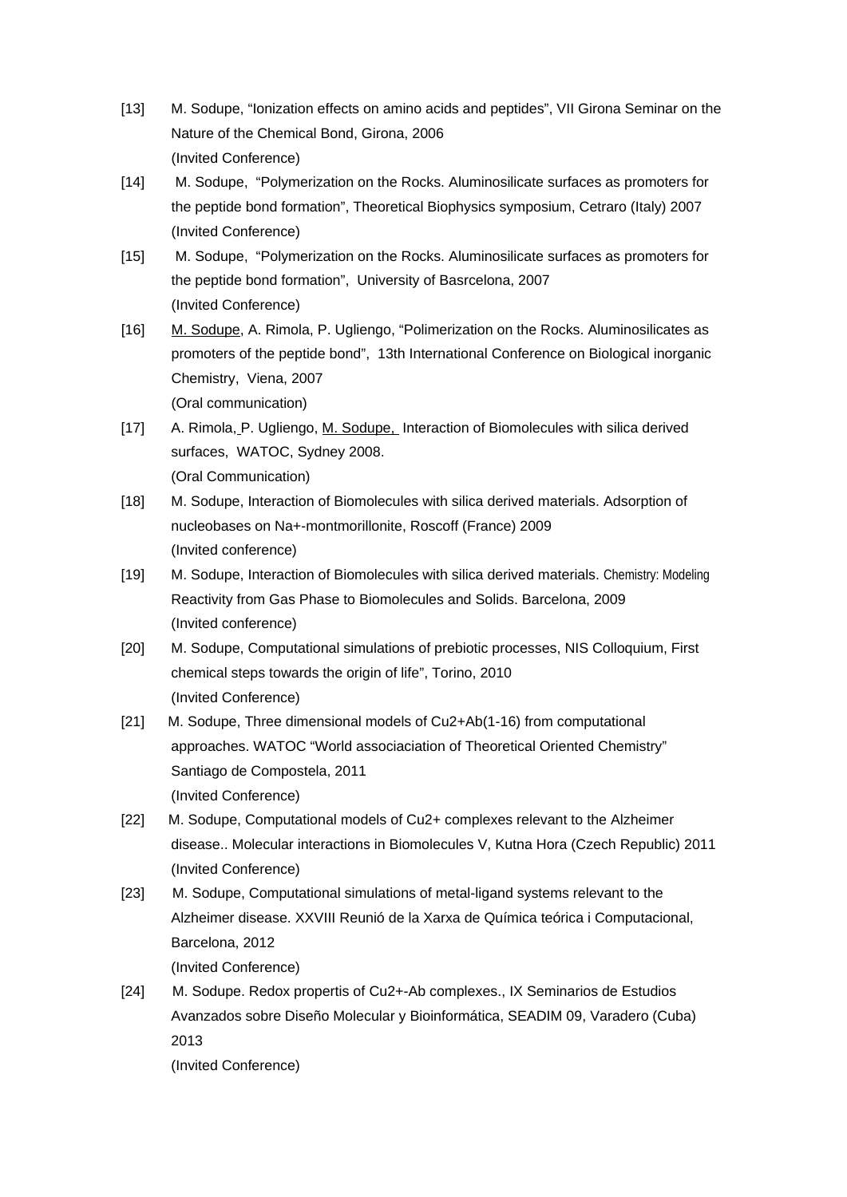[13] M. Sodupe, “Ionization effects on amino acids and peptides”, VII Girona Seminar on the Nature of the Chemical Bond, Girona, 2006
(Invited Conference)

[14] M. Sodupe, “Polymerization on the Rocks. Aluminosilicate surfaces as promoters for the peptide bond formation”, Theoretical Biophysics symposium, Cetraro (Italy) 2007
(Invited Conference)

[15] M. Sodupe, “Polymerization on the Rocks. Aluminosilicate surfaces as promoters for the peptide bond formation”, University of Basrcelona, 2007
(Invited Conference)

[16] <u>M. Sodupe</u>, A. Rimola, P. Ugliengo, “Polimerization on the Rocks. Aluminosilicates as promoters of the peptide bond”, 13th International Conference on Biological inorganic Chemistry, Viena, 2007
(Oral communication)

[17] A. Rimola, P. Ugliengo, <u>M. Sodupe,</u> Interaction of Biomolecules with silica derived surfaces, WATOC, Sydney 2008.
(Oral Communication)

[18] M. Sodupe, Interaction of Biomolecules with silica derived materials. Adsorption of nucleobases on Na+-montmorillonite, Roscoff (France) 2009
(Invited conference)

[19] M. Sodupe, Interaction of Biomolecules with silica derived materials. Chemistry: Modeling Reactivity from Gas Phase to Biomolecules and Solids. Barcelona, 2009
(Invited conference)

[20] M. Sodupe, Computational simulations of prebiotic processes, NIS Colloquium, First chemical steps towards the origin of life”, Torino, 2010
(Invited Conference)

[21] M. Sodupe, Three dimensional models of Cu2+Ab(1-16) from computational approaches. WATOC “World associaciation of Theoretical Oriented Chemistry” Santiago de Compostela, 2011
(Invited Conference)

[22] M. Sodupe, Computational models of Cu2+ complexes relevant to the Alzheimer disease.. Molecular interactions in Biomolecules V, Kutna Hora (Czech Republic) 2011
(Invited Conference)

[23] M. Sodupe, Computational simulations of metal-ligand systems relevant to the Alzheimer disease. XXVIII Reunió de la Xarxa de Química teórica i Computacional, Barcelona, 2012
(Invited Conference)

[24] M. Sodupe. Redox propertis of Cu2+-Ab complexes., IX Seminarios de Estudios Avanzados sobre Diseño Molecular y Bioinformática, SEADIM 09, Varadero (Cuba) 2013
(Invited Conference)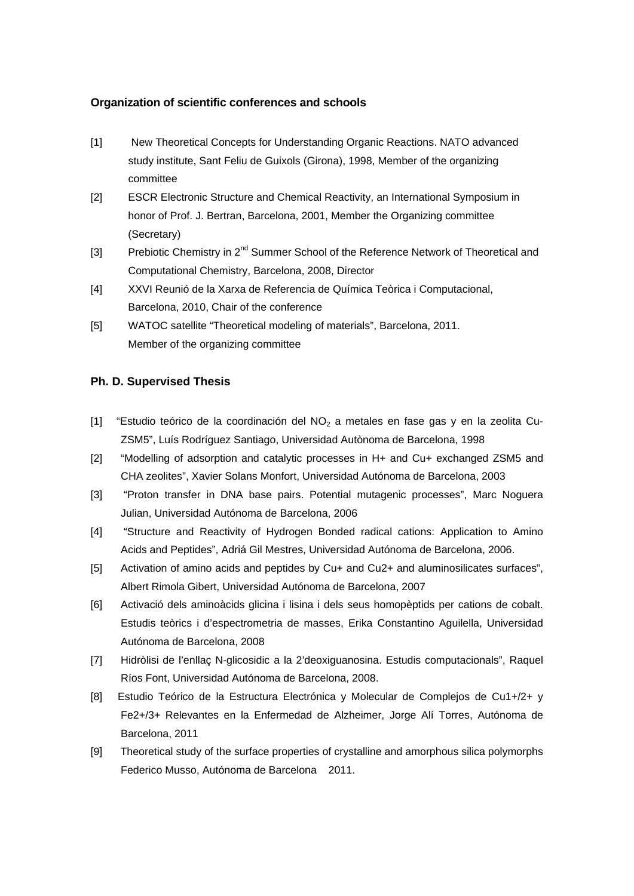**Organization of scientific conferences and schools**

[1] New Theoretical Concepts for Understanding Organic Reactions. NATO advanced study institute, Sant Feliu de Guixols (Girona), 1998, Member of the organizing committee

[2] ESCR Electronic Structure and Chemical Reactivity, an International Symposium in honor of Prof. J. Bertran, Barcelona, 2001, Member the Organizing committee (Secretary)

[3] Prebiotic Chemistry in 2nd Summer School of the Reference Network of Theoretical and Computational Chemistry, Barcelona, 2008, Director

[4] XXVI Reunió de la Xarxa de Referencia de Química Teòrica i Computacional, Barcelona, 2010, Chair of the conference

[5] WATOC satellite “Theoretical modeling of materials”, Barcelona, 2011. Member of the organizing committee

**Ph. D. Supervised Thesis**

[1] “Estudio teórico de la coordinación del $NO_2$ a metales en fase gas y en la zeolita Cu-ZSM5”, Luís Rodríguez Santiago, Universidad Autònoma de Barcelona, 1998

[2] “Modelling of adsorption and catalytic processes in H+ and Cu+ exchanged ZSM5 and CHA zeolites”, Xavier Solans Monfort, Universidad Autónoma de Barcelona, 2003

[3] “Proton transfer in DNA base pairs. Potential mutagenic processes”, Marc Noguera Julian, Universidad Autónoma de Barcelona, 2006

[4] “Structure and Reactivity of Hydrogen Bonded radical cations: Application to Amino Acids and Peptides”, Adriá Gil Mestres, Universidad Autónoma de Barcelona, 2006.

[5] Activation of amino acids and peptides by Cu+ and Cu2+ and aluminosilicates surfaces”, Albert Rimola Gibert, Universidad Autónoma de Barcelona, 2007

[6] Activació dels aminoàcids glicina i lisina i dels seus homopèptids per cations de cobalt. Estudis teòrics i d’espectrometria de masses, Erika Constantino Aguilella, Universidad Autónoma de Barcelona, 2008

[7] Hidròlisi de l’enllaç N-glicosidic a la 2’deoxiguanosina. Estudis computacionals”, Raquel Ríos Font, Universidad Autónoma de Barcelona, 2008.

[8] Estudio Teórico de la Estructura Electrónica y Molecular de Complejos de Cu1+/2+ y Fe2+/3+ Relevantes en la Enfermedad de Alzheimer, Jorge Alí Torres, Autónoma de Barcelona, 2011

[9] Theoretical study of the surface properties of crystalline and amorphous silica polymorphs Federico Musso, Autónoma de Barcelona 2011.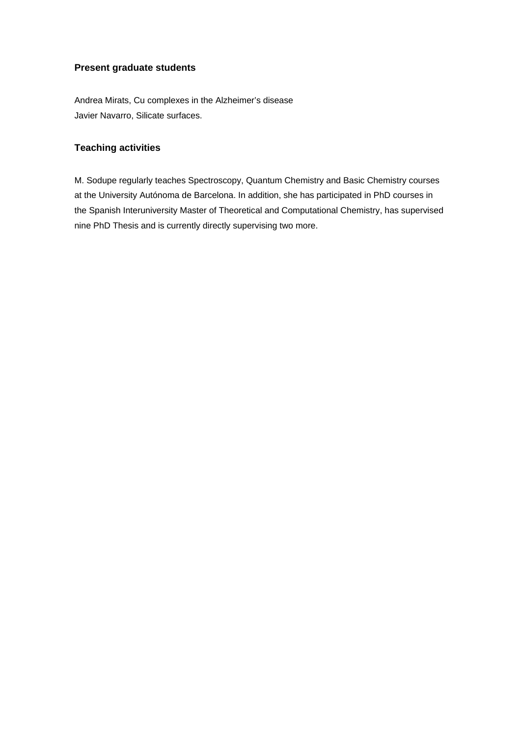### Present graduate students

Andrea Mirats, Cu complexes in the Alzheimer's disease
Javier Navarro, Silicate surfaces.

### Teaching activities

M. Sodupe regularly teaches Spectroscopy, Quantum Chemistry and Basic Chemistry courses at the University Autónoma de Barcelona. In addition, she has participated in PhD courses in the Spanish Interuniversity Master of Theoretical and Computational Chemistry, has supervised nine PhD Thesis and is currently directly supervising two more.